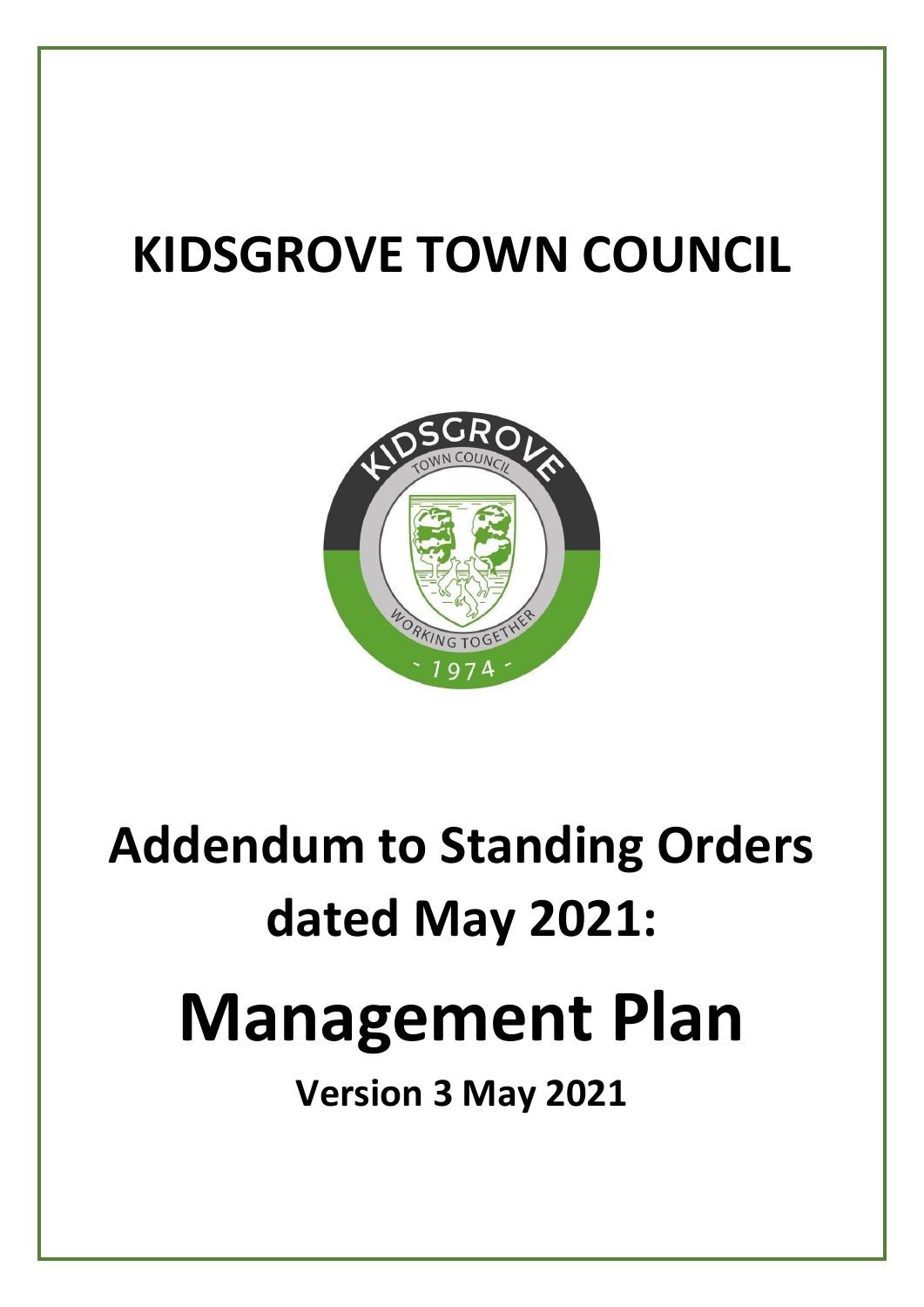# KIDSGROVE TOWN COUNCIL

# Addendum to Standing Orders dated May 2021:

# Management Plan

**Version 3 May 2021**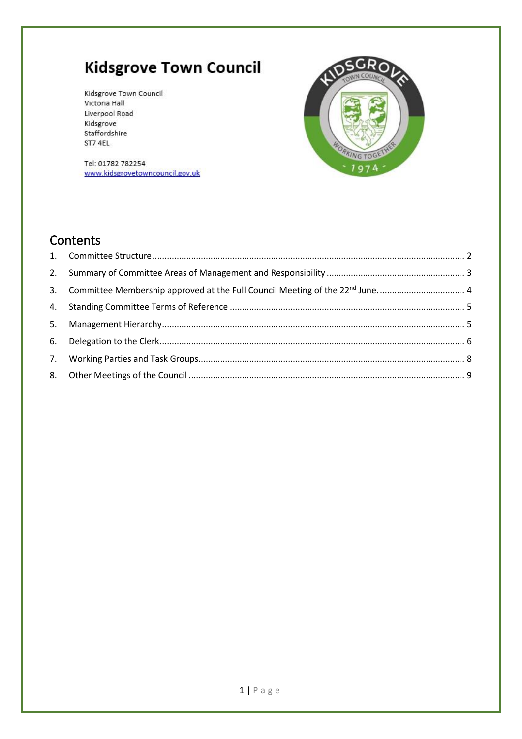# Kidsgrove Town Council

Kidsgrove Town Council
Victoria Hall
Liverpool Road
Kidsgrove
Staffordshire
ST7 4EL

Tel: 01782 782254
www.kidsgrovetowncouncil.gov.uk

## Contents

1. Committee Structure ..... 2
2. Summary of Committee Areas of Management and Responsibility ..... 3
3. Committee Membership approved at the Full Council Meeting of the 22nd June. ..... 4
4. Standing Committee Terms of Reference ..... 5
5. Management Hierarchy ..... 5
6. Delegation to the Clerk ..... 6
7. Working Parties and Task Groups ..... 8
8. Other Meetings of the Council ..... 9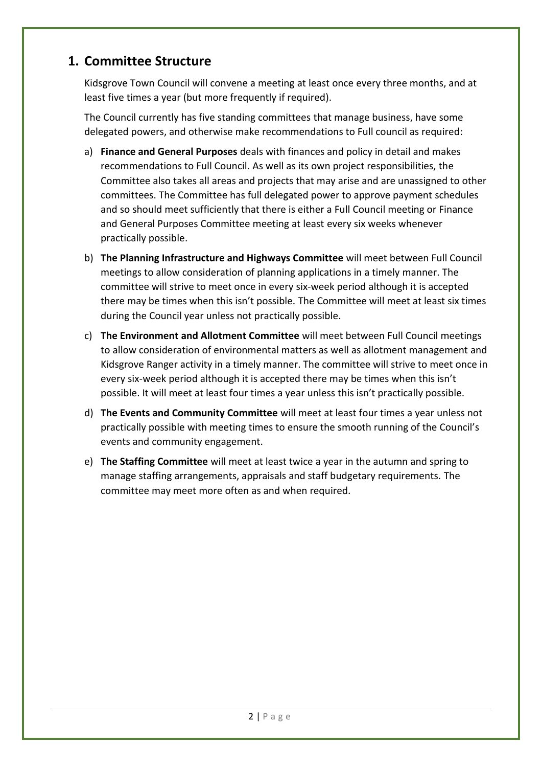## 1. Committee Structure

Kidsgrove Town Council will convene a meeting at least once every three months, and at least five times a year (but more frequently if required).

The Council currently has five standing committees that manage business, have some delegated powers, and otherwise make recommendations to Full council as required:

a) **Finance and General Purposes** deals with finances and policy in detail and makes recommendations to Full Council. As well as its own project responsibilities, the Committee also takes all areas and projects that may arise and are unassigned to other committees. The Committee has full delegated power to approve payment schedules and so should meet sufficiently that there is either a Full Council meeting or Finance and General Purposes Committee meeting at least every six weeks whenever practically possible.

b) **The Planning Infrastructure and Highways Committee** will meet between Full Council meetings to allow consideration of planning applications in a timely manner. The committee will strive to meet once in every six-week period although it is accepted there may be times when this isn't possible. The Committee will meet at least six times during the Council year unless not practically possible.

c) **The Environment and Allotment Committee** will meet between Full Council meetings to allow consideration of environmental matters as well as allotment management and Kidsgrove Ranger activity in a timely manner. The committee will strive to meet once in every six-week period although it is accepted there may be times when this isn't possible. It will meet at least four times a year unless this isn't practically possible.

d) **The Events and Community Committee** will meet at least four times a year unless not practically possible with meeting times to ensure the smooth running of the Council's events and community engagement.

e) **The Staffing Committee** will meet at least twice a year in the autumn and spring to manage staffing arrangements, appraisals and staff budgetary requirements. The committee may meet more often as and when required.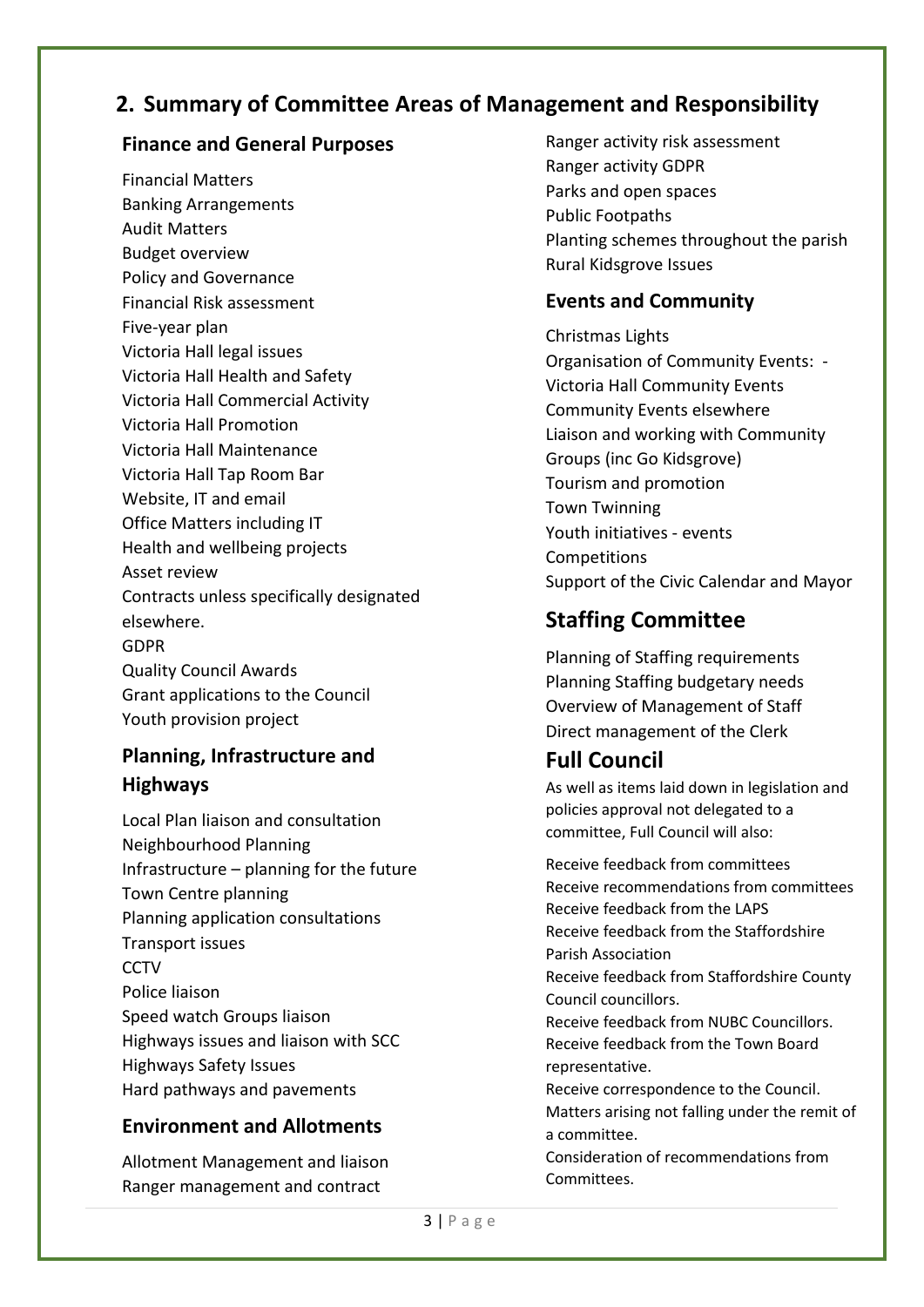## 2. Summary of Committee Areas of Management and Responsibility

### Finance and General Purposes

Financial Matters
Banking Arrangements
Audit Matters
Budget overview
Policy and Governance
Financial Risk assessment
Five-year plan
Victoria Hall legal issues
Victoria Hall Health and Safety
Victoria Hall Commercial Activity
Victoria Hall Promotion
Victoria Hall Maintenance
Victoria Hall Tap Room Bar
Website, IT and email
Office Matters including IT
Health and wellbeing projects
Asset review
Contracts unless specifically designated elsewhere.
GDPR
Quality Council Awards
Grant applications to the Council
Youth provision project

### Planning, Infrastructure and Highways

Local Plan liaison and consultation
Neighbourhood Planning
Infrastructure – planning for the future
Town Centre planning
Planning application consultations
Transport issues
CCTV
Police liaison
Speed watch Groups liaison
Highways issues and liaison with SCC
Highways Safety Issues
Hard pathways and pavements

### Environment and Allotments

Allotment Management and liaison
Ranger management and contract
Ranger activity risk assessment
Ranger activity GDPR
Parks and open spaces
Public Footpaths
Planting schemes throughout the parish
Rural Kidsgrove Issues

### Events and Community

Christmas Lights
Organisation of Community Events: -
Victoria Hall Community Events
Community Events elsewhere
Liaison and working with Community Groups (inc Go Kidsgrove)
Tourism and promotion
Town Twinning
Youth initiatives - events
Competitions
Support of the Civic Calendar and Mayor

### Staffing Committee

Planning of Staffing requirements
Planning Staffing budgetary needs
Overview of Management of Staff
Direct management of the Clerk

### Full Council

As well as items laid down in legislation and policies approval not delegated to a committee, Full Council will also:

Receive feedback from committees
Receive recommendations from committees
Receive feedback from the LAPS
Receive feedback from the Staffordshire Parish Association
Receive feedback from Staffordshire County Council councillors.
Receive feedback from NUBC Councillors.
Receive feedback from the Town Board representative.
Receive correspondence to the Council.
Matters arising not falling under the remit of a committee.
Consideration of recommendations from Committees.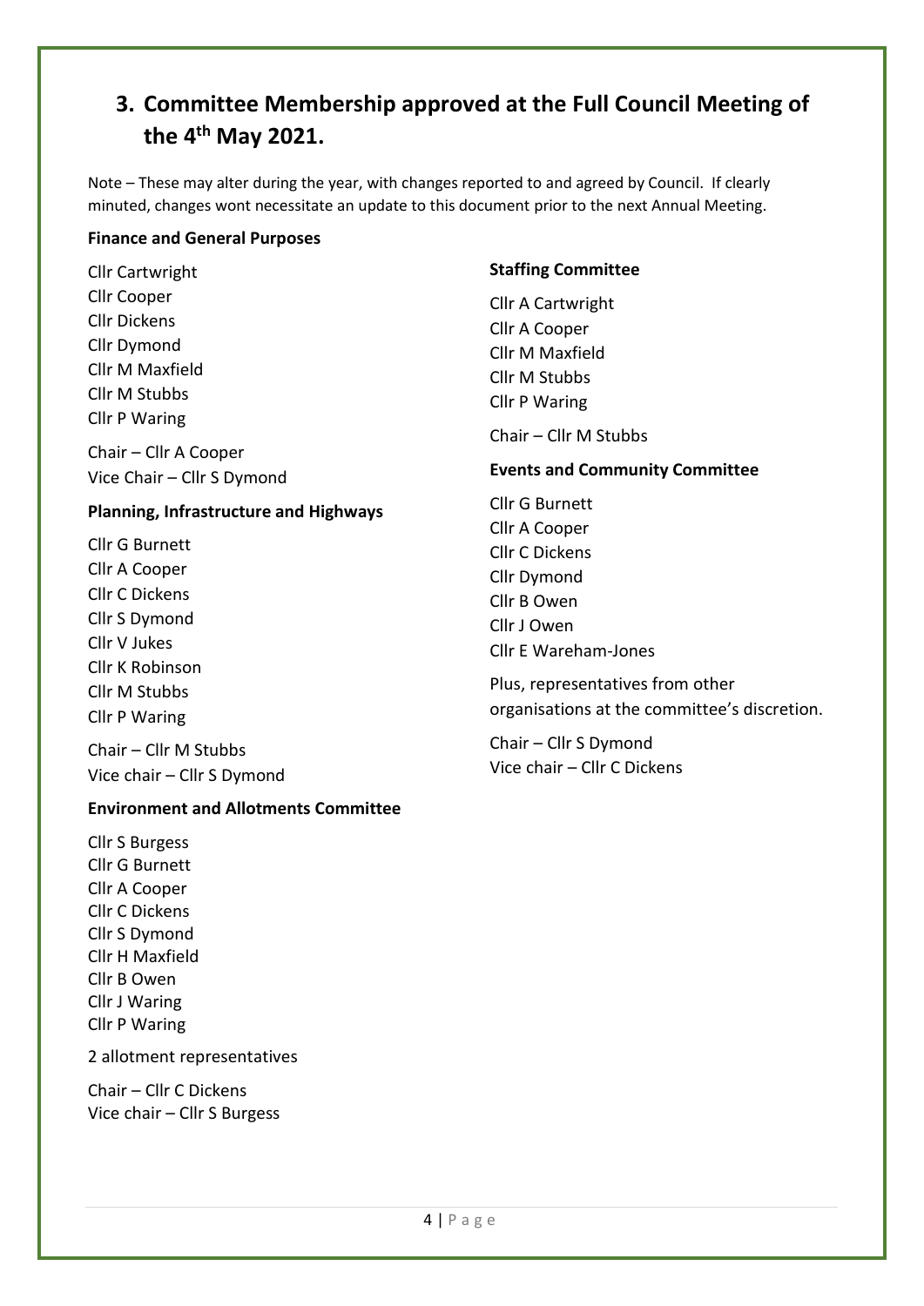## 3. Committee Membership approved at the Full Council Meeting of the 4th May 2021.

Note – These may alter during the year, with changes reported to and agreed by Council. If clearly minuted, changes wont necessitate an update to this document prior to the next Annual Meeting.

**Finance and General Purposes**

Cllr Cartwright
Cllr Cooper
Cllr Dickens
Cllr Dymond
Cllr M Maxfield
Cllr M Stubbs
Cllr P Waring

Chair – Cllr A Cooper
Vice Chair – Cllr S Dymond

**Planning, Infrastructure and Highways**

Cllr G Burnett
Cllr A Cooper
Cllr C Dickens
Cllr S Dymond
Cllr V Jukes
Cllr K Robinson
Cllr M Stubbs
Cllr P Waring

Chair – Cllr M Stubbs
Vice chair – Cllr S Dymond

**Environment and Allotments Committee**

Cllr S Burgess
Cllr G Burnett
Cllr A Cooper
Cllr C Dickens
Cllr S Dymond
Cllr H Maxfield
Cllr B Owen
Cllr J Waring
Cllr P Waring

2 allotment representatives

Chair – Cllr C Dickens
Vice chair – Cllr S Burgess

**Staffing Committee**

Cllr A Cartwright
Cllr A Cooper
Cllr M Maxfield
Cllr M Stubbs
Cllr P Waring

Chair – Cllr M Stubbs

**Events and Community Committee**

Cllr G Burnett
Cllr A Cooper
Cllr C Dickens
Cllr Dymond
Cllr B Owen
Cllr J Owen
Cllr E Wareham-Jones

Plus, representatives from other organisations at the committee's discretion.

Chair – Cllr S Dymond
Vice chair – Cllr C Dickens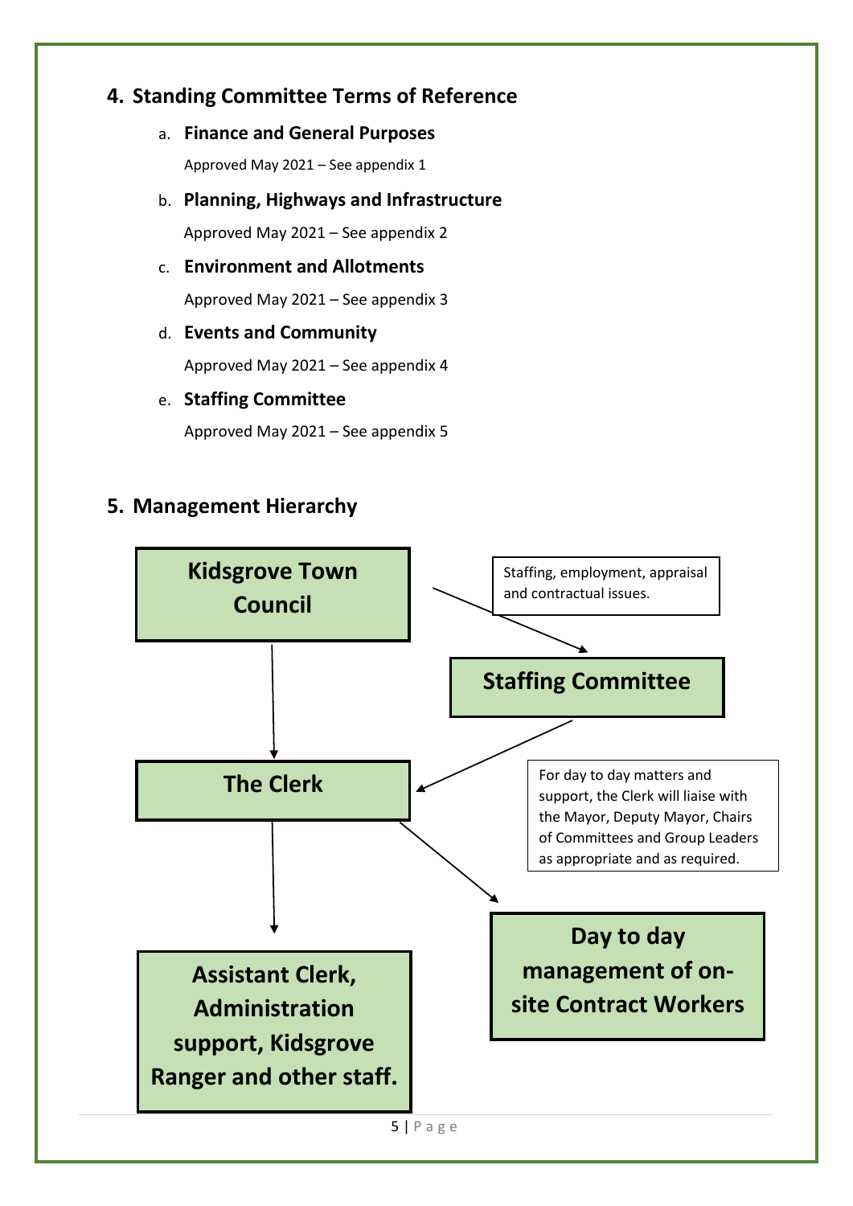## 4. Standing Committee Terms of Reference

a. **Finance and General Purposes**

   Approved May 2021 – See appendix 1

b. **Planning, Highways and Infrastructure**

   Approved May 2021 – See appendix 2

c. **Environment and Allotments**

   Approved May 2021 – See appendix 3

d. **Events and Community**

   Approved May 2021 – See appendix 4

e. **Staffing Committee**

   Approved May 2021 – See appendix 5

## 5. Management Hierarchy

**Kidsgrove Town Council**

Staffing, employment, appraisal and contractual issues.

**Staffing Committee**

**The Clerk**

For day to day matters and support, the Clerk will liaise with the Mayor, Deputy Mayor, Chairs of Committees and Group Leaders as appropriate and as required.

**Assistant Clerk, Administration support, Kidsgrove Ranger and other staff.**

**Day to day management of on-site Contract Workers**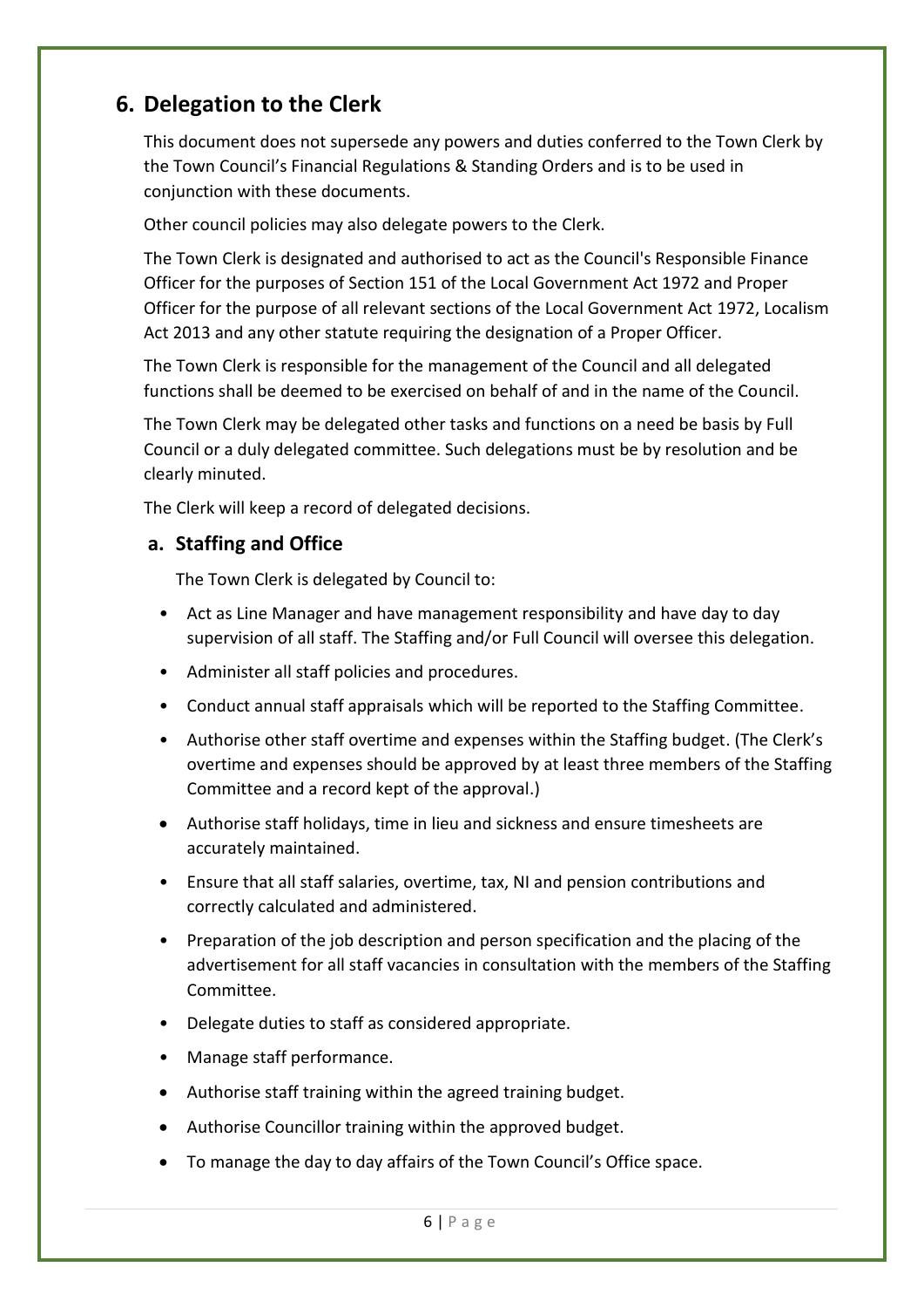## 6. Delegation to the Clerk

This document does not supersede any powers and duties conferred to the Town Clerk by the Town Council's Financial Regulations & Standing Orders and is to be used in conjunction with these documents.

Other council policies may also delegate powers to the Clerk.

The Town Clerk is designated and authorised to act as the Council's Responsible Finance Officer for the purposes of Section 151 of the Local Government Act 1972 and Proper Officer for the purpose of all relevant sections of the Local Government Act 1972, Localism Act 2013 and any other statute requiring the designation of a Proper Officer.

The Town Clerk is responsible for the management of the Council and all delegated functions shall be deemed to be exercised on behalf of and in the name of the Council.

The Town Clerk may be delegated other tasks and functions on a need be basis by Full Council or a duly delegated committee. Such delegations must be by resolution and be clearly minuted.

The Clerk will keep a record of delegated decisions.

### a. Staffing and Office

The Town Clerk is delegated by Council to:

- Act as Line Manager and have management responsibility and have day to day supervision of all staff. The Staffing and/or Full Council will oversee this delegation.
- Administer all staff policies and procedures.
- Conduct annual staff appraisals which will be reported to the Staffing Committee.
- Authorise other staff overtime and expenses within the Staffing budget. (The Clerk's overtime and expenses should be approved by at least three members of the Staffing Committee and a record kept of the approval.)
- Authorise staff holidays, time in lieu and sickness and ensure timesheets are accurately maintained.
- Ensure that all staff salaries, overtime, tax, NI and pension contributions and correctly calculated and administered.
- Preparation of the job description and person specification and the placing of the advertisement for all staff vacancies in consultation with the members of the Staffing Committee.
- Delegate duties to staff as considered appropriate.
- Manage staff performance.
- Authorise staff training within the agreed training budget.
- Authorise Councillor training within the approved budget.
- To manage the day to day affairs of the Town Council's Office space.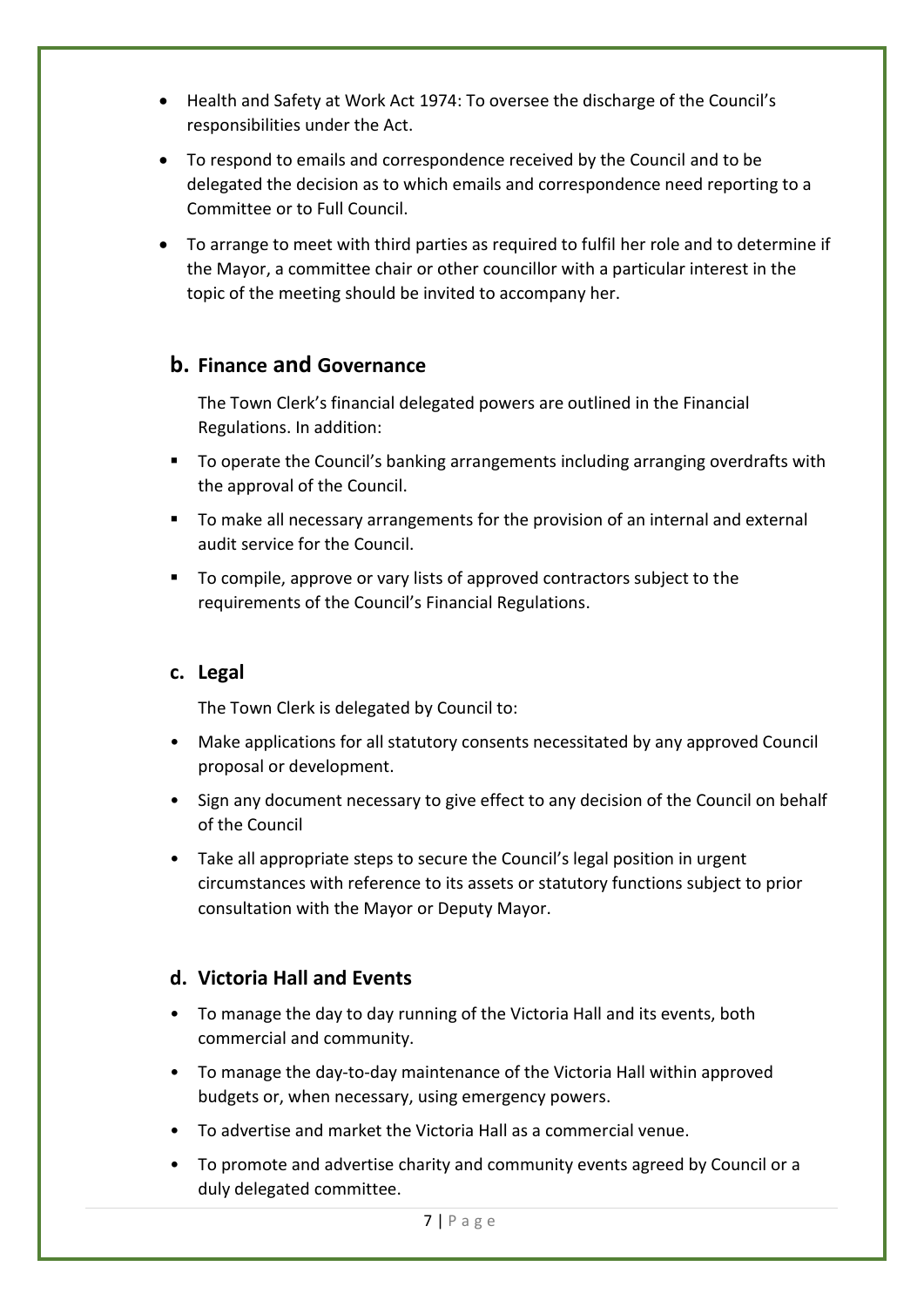- Health and Safety at Work Act 1974: To oversee the discharge of the Council's responsibilities under the Act.
- To respond to emails and correspondence received by the Council and to be delegated the decision as to which emails and correspondence need reporting to a Committee or to Full Council.
- To arrange to meet with third parties as required to fulfil her role and to determine if the Mayor, a committee chair or other councillor with a particular interest in the topic of the meeting should be invited to accompany her.

## b. Finance and Governance

The Town Clerk's financial delegated powers are outlined in the Financial Regulations. In addition:

- To operate the Council's banking arrangements including arranging overdrafts with the approval of the Council.
- To make all necessary arrangements for the provision of an internal and external audit service for the Council.
- To compile, approve or vary lists of approved contractors subject to the requirements of the Council's Financial Regulations.

## c. Legal

The Town Clerk is delegated by Council to:

- Make applications for all statutory consents necessitated by any approved Council proposal or development.
- Sign any document necessary to give effect to any decision of the Council on behalf of the Council
- Take all appropriate steps to secure the Council's legal position in urgent circumstances with reference to its assets or statutory functions subject to prior consultation with the Mayor or Deputy Mayor.

## d. Victoria Hall and Events

- To manage the day to day running of the Victoria Hall and its events, both commercial and community.
- To manage the day-to-day maintenance of the Victoria Hall within approved budgets or, when necessary, using emergency powers.
- To advertise and market the Victoria Hall as a commercial venue.
- To promote and advertise charity and community events agreed by Council or a duly delegated committee.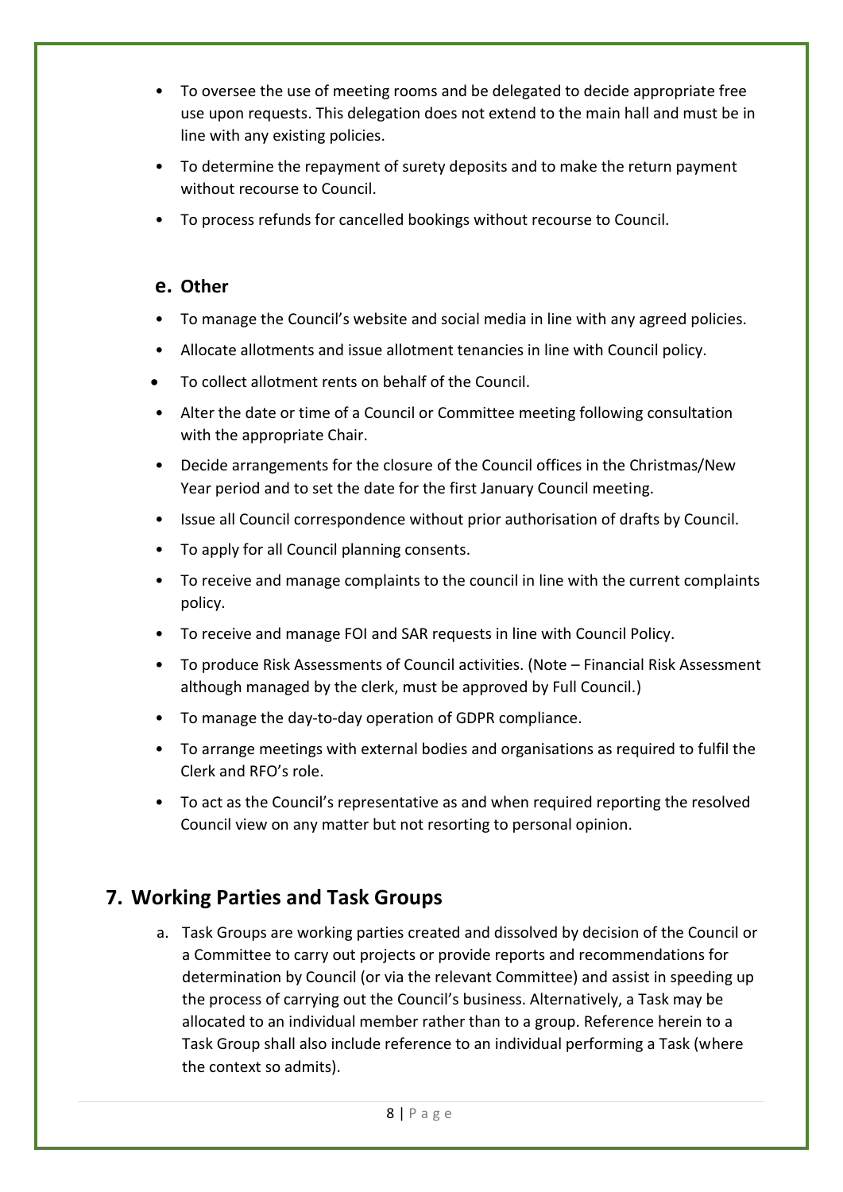- To oversee the use of meeting rooms and be delegated to decide appropriate free use upon requests. This delegation does not extend to the main hall and must be in line with any existing policies.
- To determine the repayment of surety deposits and to make the return payment without recourse to Council.
- To process refunds for cancelled bookings without recourse to Council.

### e. Other

- To manage the Council's website and social media in line with any agreed policies.
- Allocate allotments and issue allotment tenancies in line with Council policy.
- To collect allotment rents on behalf of the Council.
- Alter the date or time of a Council or Committee meeting following consultation with the appropriate Chair.
- Decide arrangements for the closure of the Council offices in the Christmas/New Year period and to set the date for the first January Council meeting.
- Issue all Council correspondence without prior authorisation of drafts by Council.
- To apply for all Council planning consents.
- To receive and manage complaints to the council in line with the current complaints policy.
- To receive and manage FOI and SAR requests in line with Council Policy.
- To produce Risk Assessments of Council activities. (Note – Financial Risk Assessment although managed by the clerk, must be approved by Full Council.)
- To manage the day-to-day operation of GDPR compliance.
- To arrange meetings with external bodies and organisations as required to fulfil the Clerk and RFO's role.
- To act as the Council's representative as and when required reporting the resolved Council view on any matter but not resorting to personal opinion.

## 7. Working Parties and Task Groups

a. Task Groups are working parties created and dissolved by decision of the Council or a Committee to carry out projects or provide reports and recommendations for determination by Council (or via the relevant Committee) and assist in speeding up the process of carrying out the Council's business. Alternatively, a Task may be allocated to an individual member rather than to a group. Reference herein to a Task Group shall also include reference to an individual performing a Task (where the context so admits).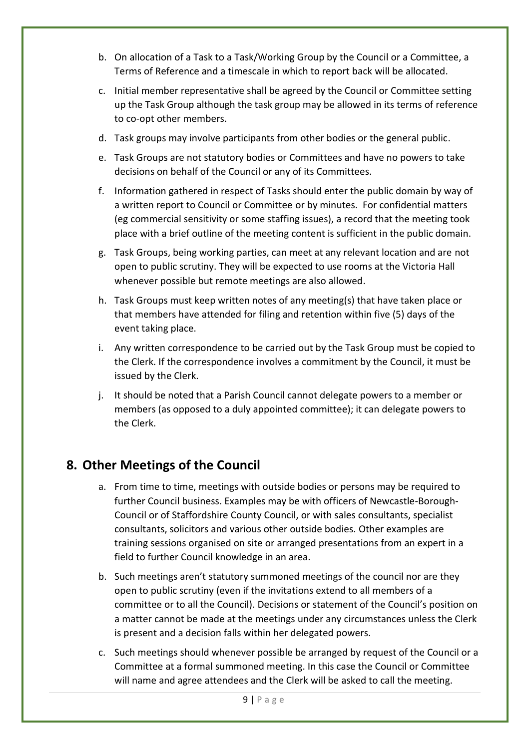b. On allocation of a Task to a Task/Working Group by the Council or a Committee, a Terms of Reference and a timescale in which to report back will be allocated.

c. Initial member representative shall be agreed by the Council or Committee setting up the Task Group although the task group may be allowed in its terms of reference to co-opt other members.

d. Task groups may involve participants from other bodies or the general public.

e. Task Groups are not statutory bodies or Committees and have no powers to take decisions on behalf of the Council or any of its Committees.

f. Information gathered in respect of Tasks should enter the public domain by way of a written report to Council or Committee or by minutes. For confidential matters (eg commercial sensitivity or some staffing issues), a record that the meeting took place with a brief outline of the meeting content is sufficient in the public domain.

g. Task Groups, being working parties, can meet at any relevant location and are not open to public scrutiny. They will be expected to use rooms at the Victoria Hall whenever possible but remote meetings are also allowed.

h. Task Groups must keep written notes of any meeting(s) that have taken place or that members have attended for filing and retention within five (5) days of the event taking place.

i. Any written correspondence to be carried out by the Task Group must be copied to the Clerk. If the correspondence involves a commitment by the Council, it must be issued by the Clerk.

j. It should be noted that a Parish Council cannot delegate powers to a member or members (as opposed to a duly appointed committee); it can delegate powers to the Clerk.

## 8. Other Meetings of the Council

a. From time to time, meetings with outside bodies or persons may be required to further Council business. Examples may be with officers of Newcastle-Borough-Council or of Staffordshire County Council, or with sales consultants, specialist consultants, solicitors and various other outside bodies. Other examples are training sessions organised on site or arranged presentations from an expert in a field to further Council knowledge in an area.

b. Such meetings aren't statutory summoned meetings of the council nor are they open to public scrutiny (even if the invitations extend to all members of a committee or to all the Council). Decisions or statement of the Council's position on a matter cannot be made at the meetings under any circumstances unless the Clerk is present and a decision falls within her delegated powers.

c. Such meetings should whenever possible be arranged by request of the Council or a Committee at a formal summoned meeting. In this case the Council or Committee will name and agree attendees and the Clerk will be asked to call the meeting.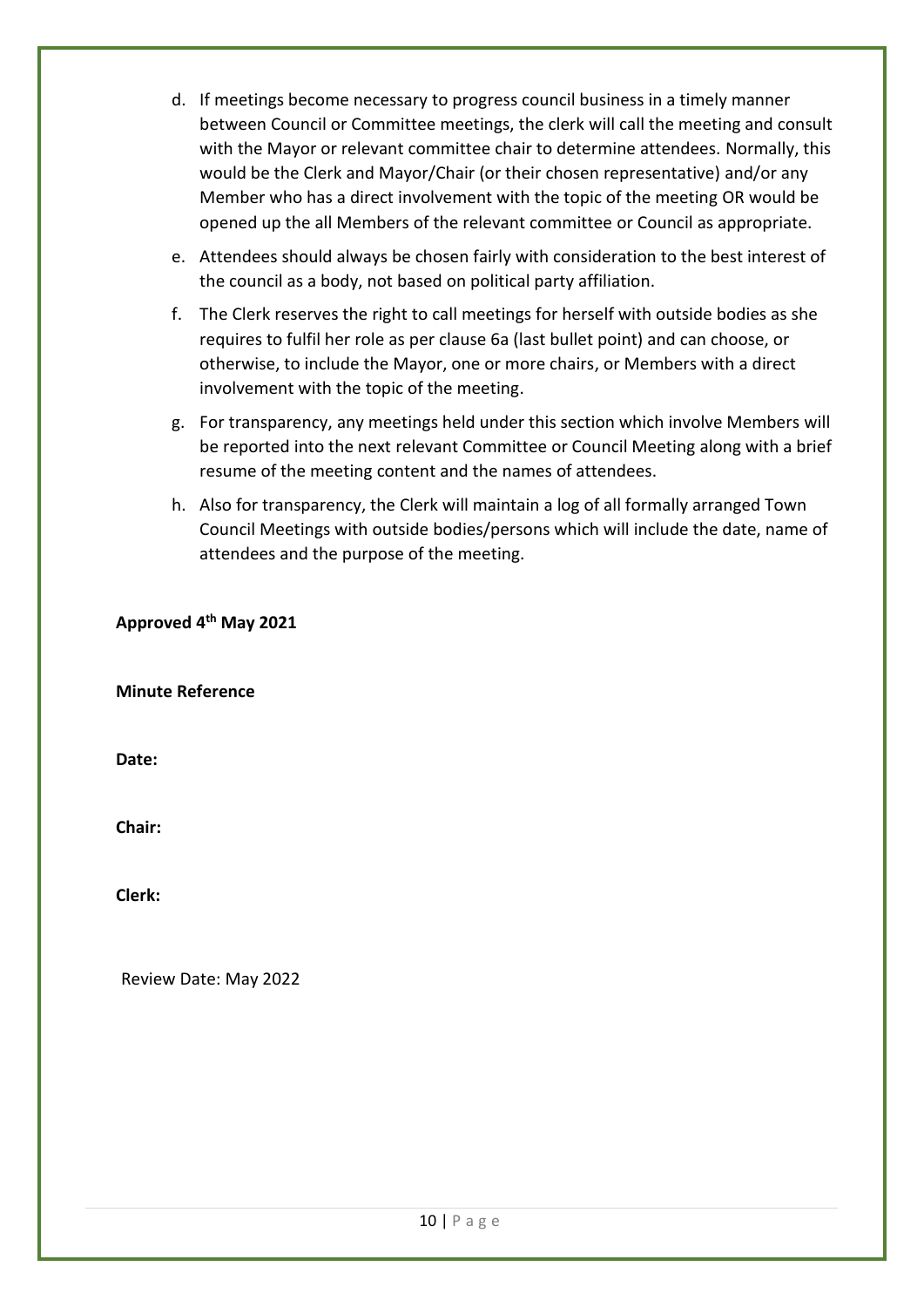d. If meetings become necessary to progress council business in a timely manner between Council or Committee meetings, the clerk will call the meeting and consult with the Mayor or relevant committee chair to determine attendees. Normally, this would be the Clerk and Mayor/Chair (or their chosen representative) and/or any Member who has a direct involvement with the topic of the meeting OR would be opened up the all Members of the relevant committee or Council as appropriate.

e. Attendees should always be chosen fairly with consideration to the best interest of the council as a body, not based on political party affiliation.

f. The Clerk reserves the right to call meetings for herself with outside bodies as she requires to fulfil her role as per clause 6a (last bullet point) and can choose, or otherwise, to include the Mayor, one or more chairs, or Members with a direct involvement with the topic of the meeting.

g. For transparency, any meetings held under this section which involve Members will be reported into the next relevant Committee or Council Meeting along with a brief resume of the meeting content and the names of attendees.

h. Also for transparency, the Clerk will maintain a log of all formally arranged Town Council Meetings with outside bodies/persons which will include the date, name of attendees and the purpose of the meeting.

**Approved 4th May 2021**

**Minute Reference**

**Date:**

**Chair:**

**Clerk:**

Review Date: May 2022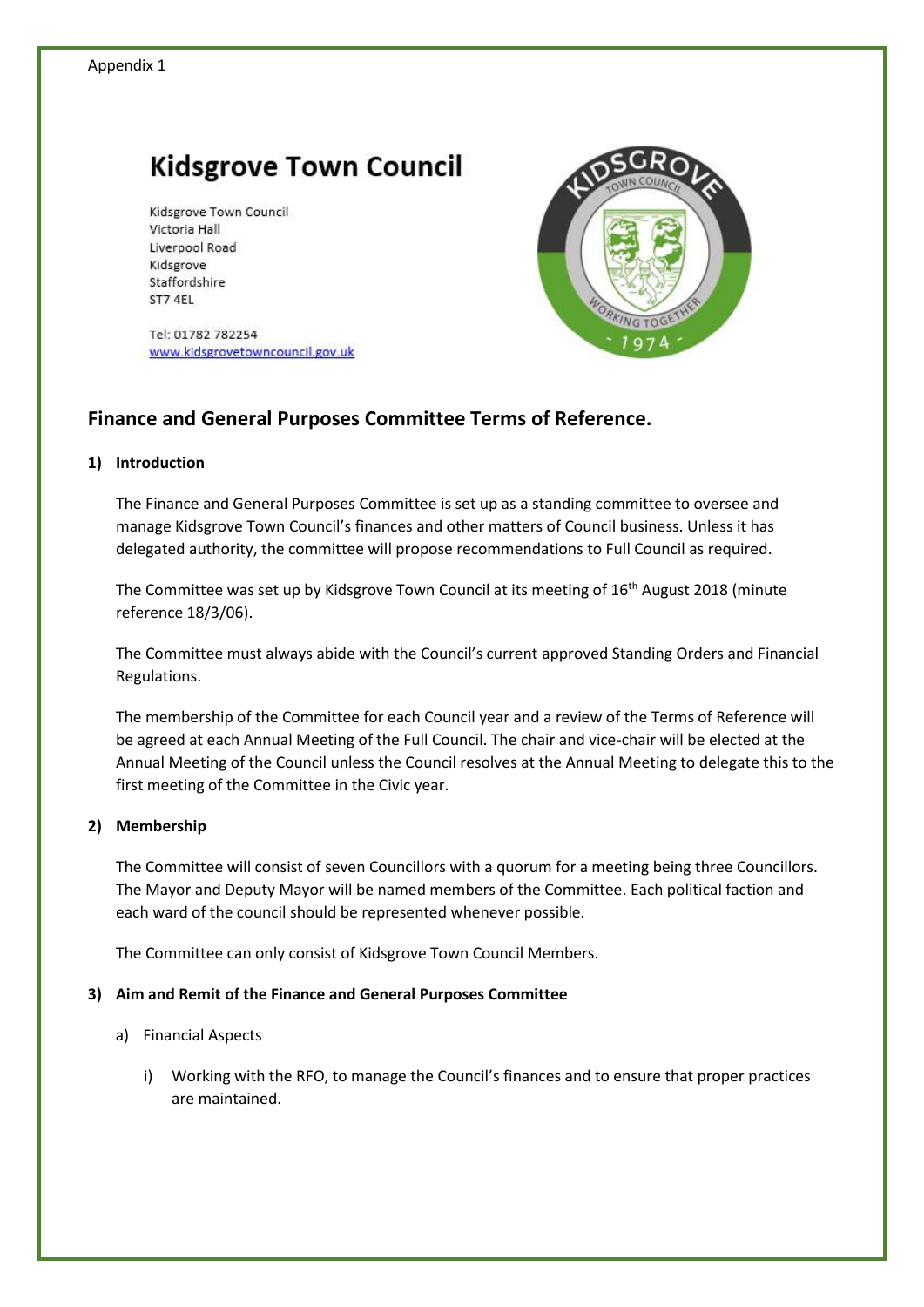Appendix 1

# Kidsgrove Town Council

Kidsgrove Town Council
Victoria Hall
Liverpool Road
Kidsgrove
Staffordshire
ST7 4EL

Tel: 01782 782254
www.kidsgrovetowncouncil.gov.uk

## Finance and General Purposes Committee Terms of Reference.

### 1) Introduction

The Finance and General Purposes Committee is set up as a standing committee to oversee and manage Kidsgrove Town Council's finances and other matters of Council business. Unless it has delegated authority, the committee will propose recommendations to Full Council as required.

The Committee was set up by Kidsgrove Town Council at its meeting of 16th August 2018 (minute reference 18/3/06).

The Committee must always abide with the Council's current approved Standing Orders and Financial Regulations.

The membership of the Committee for each Council year and a review of the Terms of Reference will be agreed at each Annual Meeting of the Full Council. The chair and vice-chair will be elected at the Annual Meeting of the Council unless the Council resolves at the Annual Meeting to delegate this to the first meeting of the Committee in the Civic year.

### 2) Membership

The Committee will consist of seven Councillors with a quorum for a meeting being three Councillors. The Mayor and Deputy Mayor will be named members of the Committee. Each political faction and each ward of the council should be represented whenever possible.

The Committee can only consist of Kidsgrove Town Council Members.

### 3) Aim and Remit of the Finance and General Purposes Committee

a) Financial Aspects

i) Working with the RFO, to manage the Council's finances and to ensure that proper practices are maintained.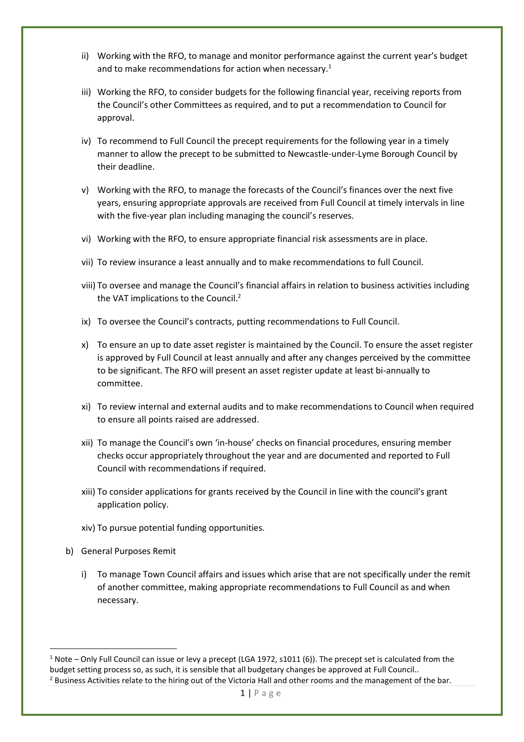ii) Working with the RFO, to manage and monitor performance against the current year's budget and to make recommendations for action when necessary.[1]

iii) Working the RFO, to consider budgets for the following financial year, receiving reports from the Council's other Committees as required, and to put a recommendation to Council for approval.

iv) To recommend to Full Council the precept requirements for the following year in a timely manner to allow the precept to be submitted to Newcastle-under-Lyme Borough Council by their deadline.

v) Working with the RFO, to manage the forecasts of the Council's finances over the next five years, ensuring appropriate approvals are received from Full Council at timely intervals in line with the five-year plan including managing the council's reserves.

vi) Working with the RFO, to ensure appropriate financial risk assessments are in place.

vii) To review insurance a least annually and to make recommendations to full Council.

viii) To oversee and manage the Council's financial affairs in relation to business activities including the VAT implications to the Council.[2]

ix) To oversee the Council's contracts, putting recommendations to Full Council.

x) To ensure an up to date asset register is maintained by the Council. To ensure the asset register is approved by Full Council at least annually and after any changes perceived by the committee to be significant. The RFO will present an asset register update at least bi-annually to committee.

xi) To review internal and external audits and to make recommendations to Council when required to ensure all points raised are addressed.

xii) To manage the Council's own 'in-house' checks on financial procedures, ensuring member checks occur appropriately throughout the year and are documented and reported to Full Council with recommendations if required.

xiii) To consider applications for grants received by the Council in line with the council's grant application policy.

xiv) To pursue potential funding opportunities.

b) General Purposes Remit

i) To manage Town Council affairs and issues which arise that are not specifically under the remit of another committee, making appropriate recommendations to Full Council as and when necessary.

---

[1] Note – Only Full Council can issue or levy a precept (LGA 1972, s1011 (6)). The precept set is calculated from the budget setting process so, as such, it is sensible that all budgetary changes be approved at Full Council..

[2] Business Activities relate to the hiring out of the Victoria Hall and other rooms and the management of the bar.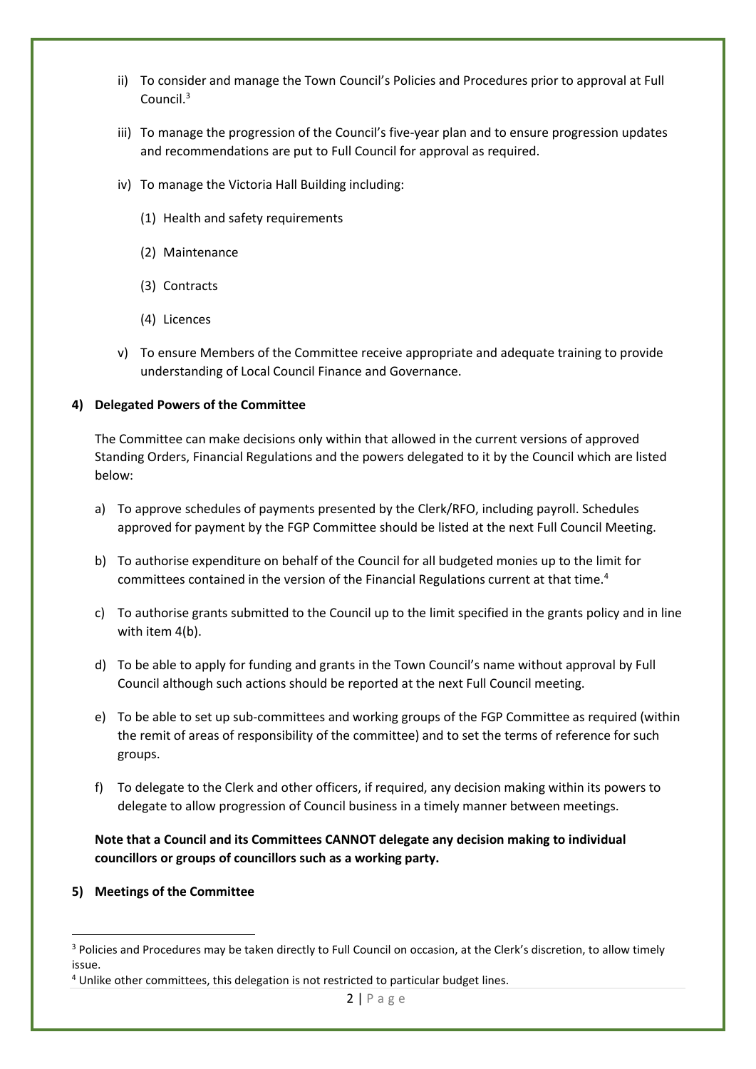ii) To consider and manage the Town Council's Policies and Procedures prior to approval at Full Council.[3]

iii) To manage the progression of the Council's five-year plan and to ensure progression updates and recommendations are put to Full Council for approval as required.

iv) To manage the Victoria Hall Building including:

   (1) Health and safety requirements

   (2) Maintenance

   (3) Contracts

   (4) Licences

v) To ensure Members of the Committee receive appropriate and adequate training to provide understanding of Local Council Finance and Governance.

**4) Delegated Powers of the Committee**

The Committee can make decisions only within that allowed in the current versions of approved Standing Orders, Financial Regulations and the powers delegated to it by the Council which are listed below:

a) To approve schedules of payments presented by the Clerk/RFO, including payroll. Schedules approved for payment by the FGP Committee should be listed at the next Full Council Meeting.

b) To authorise expenditure on behalf of the Council for all budgeted monies up to the limit for committees contained in the version of the Financial Regulations current at that time.[4]

c) To authorise grants submitted to the Council up to the limit specified in the grants policy and in line with item 4(b).

d) To be able to apply for funding and grants in the Town Council's name without approval by Full Council although such actions should be reported at the next Full Council meeting.

e) To be able to set up sub-committees and working groups of the FGP Committee as required (within the remit of areas of responsibility of the committee) and to set the terms of reference for such groups.

f) To delegate to the Clerk and other officers, if required, any decision making within its powers to delegate to allow progression of Council business in a timely manner between meetings.

**Note that a Council and its Committees CANNOT delegate any decision making to individual councillors or groups of councillors such as a working party.**

**5) Meetings of the Committee**

---

[3] Policies and Procedures may be taken directly to Full Council on occasion, at the Clerk's discretion, to allow timely issue.

[4] Unlike other committees, this delegation is not restricted to particular budget lines.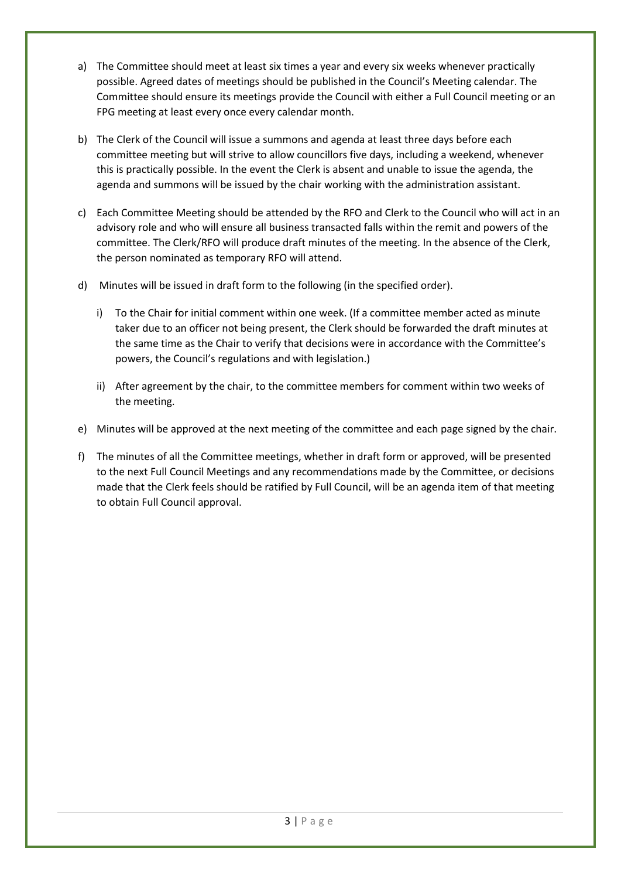a) The Committee should meet at least six times a year and every six weeks whenever practically possible. Agreed dates of meetings should be published in the Council's Meeting calendar. The Committee should ensure its meetings provide the Council with either a Full Council meeting or an FPG meeting at least every once every calendar month.

b) The Clerk of the Council will issue a summons and agenda at least three days before each committee meeting but will strive to allow councillors five days, including a weekend, whenever this is practically possible. In the event the Clerk is absent and unable to issue the agenda, the agenda and summons will be issued by the chair working with the administration assistant.

c) Each Committee Meeting should be attended by the RFO and Clerk to the Council who will act in an advisory role and who will ensure all business transacted falls within the remit and powers of the committee. The Clerk/RFO will produce draft minutes of the meeting. In the absence of the Clerk, the person nominated as temporary RFO will attend.

d) Minutes will be issued in draft form to the following (in the specified order).

    i) To the Chair for initial comment within one week. (If a committee member acted as minute taker due to an officer not being present, the Clerk should be forwarded the draft minutes at the same time as the Chair to verify that decisions were in accordance with the Committee's powers, the Council's regulations and with legislation.)

    ii) After agreement by the chair, to the committee members for comment within two weeks of the meeting.

e) Minutes will be approved at the next meeting of the committee and each page signed by the chair.

f) The minutes of all the Committee meetings, whether in draft form or approved, will be presented to the next Full Council Meetings and any recommendations made by the Committee, or decisions made that the Clerk feels should be ratified by Full Council, will be an agenda item of that meeting to obtain Full Council approval.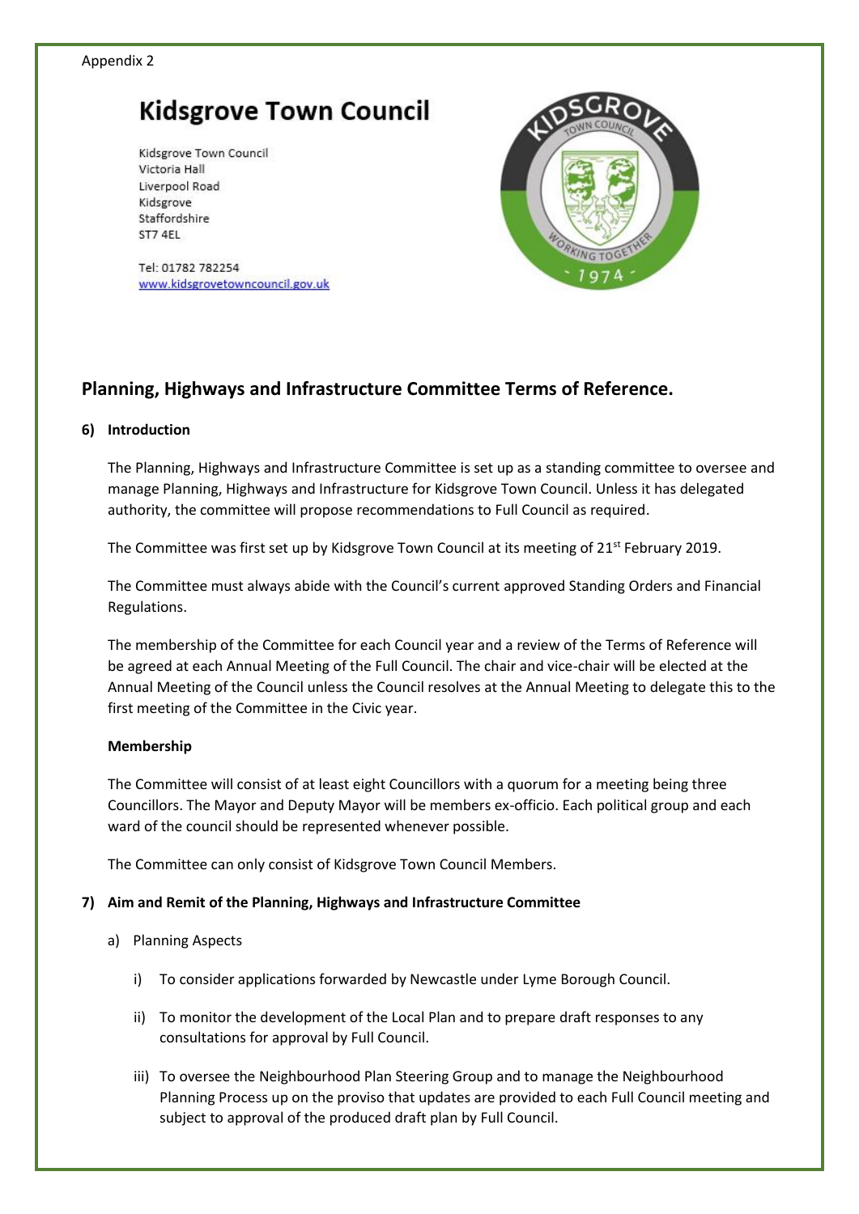Appendix 2

# Kidsgrove Town Council

Kidsgrove Town Council
Victoria Hall
Liverpool Road
Kidsgrove
Staffordshire
ST7 4EL

Tel: 01782 782254
www.kidsgrovetowncouncil.gov.uk

## Planning, Highways and Infrastructure Committee Terms of Reference.

**6) Introduction**

The Planning, Highways and Infrastructure Committee is set up as a standing committee to oversee and manage Planning, Highways and Infrastructure for Kidsgrove Town Council. Unless it has delegated authority, the committee will propose recommendations to Full Council as required.

The Committee was first set up by Kidsgrove Town Council at its meeting of 21st February 2019.

The Committee must always abide with the Council's current approved Standing Orders and Financial Regulations.

The membership of the Committee for each Council year and a review of the Terms of Reference will be agreed at each Annual Meeting of the Full Council. The chair and vice-chair will be elected at the Annual Meeting of the Council unless the Council resolves at the Annual Meeting to delegate this to the first meeting of the Committee in the Civic year.

**Membership**

The Committee will consist of at least eight Councillors with a quorum for a meeting being three Councillors. The Mayor and Deputy Mayor will be members ex-officio. Each political group and each ward of the council should be represented whenever possible.

The Committee can only consist of Kidsgrove Town Council Members.

**7) Aim and Remit of the Planning, Highways and Infrastructure Committee**

a) Planning Aspects

i) To consider applications forwarded by Newcastle under Lyme Borough Council.

ii) To monitor the development of the Local Plan and to prepare draft responses to any consultations for approval by Full Council.

iii) To oversee the Neighbourhood Plan Steering Group and to manage the Neighbourhood Planning Process up on the proviso that updates are provided to each Full Council meeting and subject to approval of the produced draft plan by Full Council.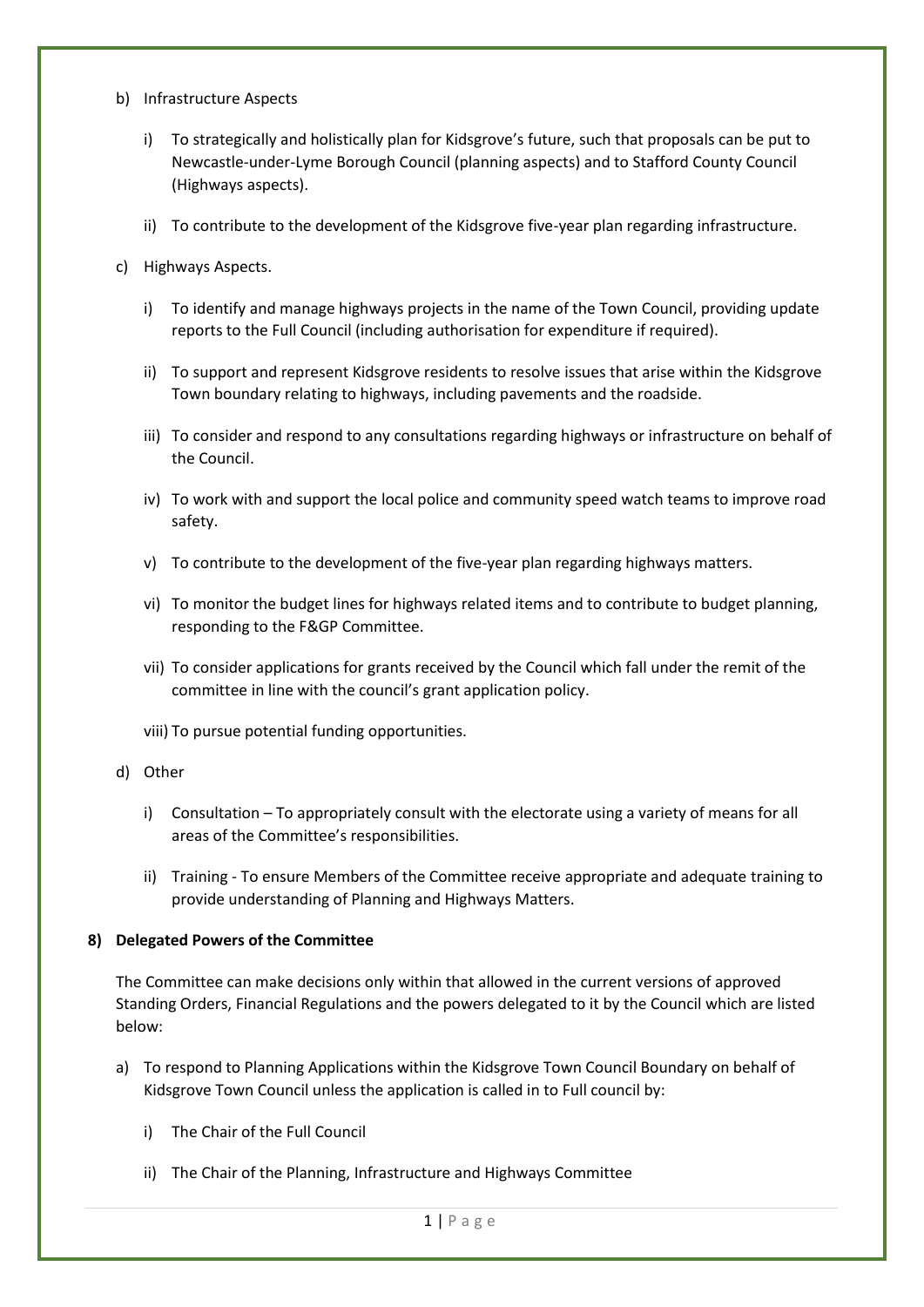b) Infrastructure Aspects

   i) To strategically and holistically plan for Kidsgrove's future, such that proposals can be put to Newcastle-under-Lyme Borough Council (planning aspects) and to Stafford County Council (Highways aspects).

   ii) To contribute to the development of the Kidsgrove five-year plan regarding infrastructure.

c) Highways Aspects.

   i) To identify and manage highways projects in the name of the Town Council, providing update reports to the Full Council (including authorisation for expenditure if required).

   ii) To support and represent Kidsgrove residents to resolve issues that arise within the Kidsgrove Town boundary relating to highways, including pavements and the roadside.

   iii) To consider and respond to any consultations regarding highways or infrastructure on behalf of the Council.

   iv) To work with and support the local police and community speed watch teams to improve road safety.

   v) To contribute to the development of the five-year plan regarding highways matters.

   vi) To monitor the budget lines for highways related items and to contribute to budget planning, responding to the F&GP Committee.

   vii) To consider applications for grants received by the Council which fall under the remit of the committee in line with the council's grant application policy.

   viii) To pursue potential funding opportunities.

d) Other

   i) Consultation – To appropriately consult with the electorate using a variety of means for all areas of the Committee's responsibilities.

   ii) Training - To ensure Members of the Committee receive appropriate and adequate training to provide understanding of Planning and Highways Matters.

**8) Delegated Powers of the Committee**

The Committee can make decisions only within that allowed in the current versions of approved Standing Orders, Financial Regulations and the powers delegated to it by the Council which are listed below:

a) To respond to Planning Applications within the Kidsgrove Town Council Boundary on behalf of Kidsgrove Town Council unless the application is called in to Full council by:

   i) The Chair of the Full Council

   ii) The Chair of the Planning, Infrastructure and Highways Committee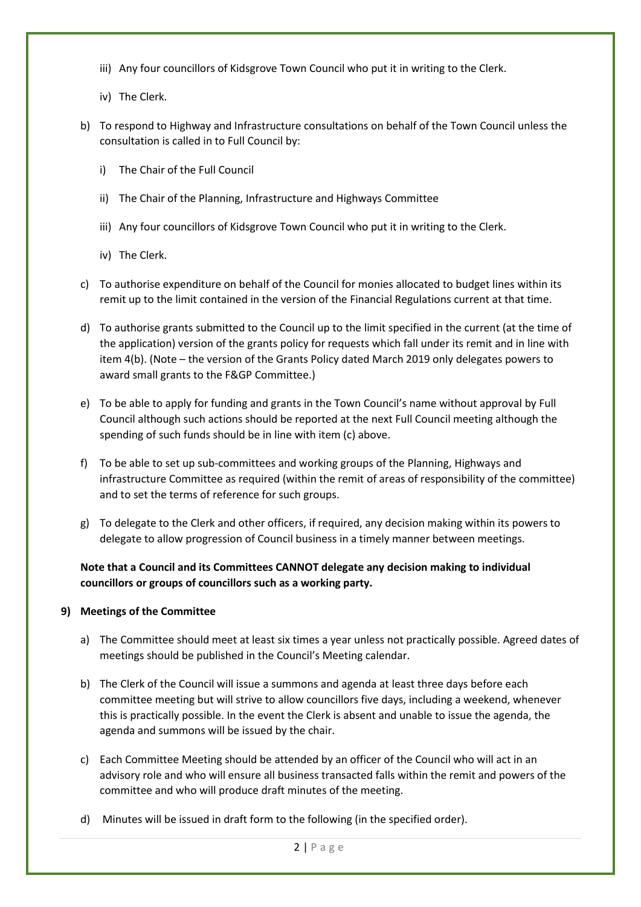iii) Any four councillors of Kidsgrove Town Council who put it in writing to the Clerk.

iv) The Clerk.

b) To respond to Highway and Infrastructure consultations on behalf of the Town Council unless the consultation is called in to Full Council by:

i) The Chair of the Full Council

ii) The Chair of the Planning, Infrastructure and Highways Committee

iii) Any four councillors of Kidsgrove Town Council who put it in writing to the Clerk.

iv) The Clerk.

c) To authorise expenditure on behalf of the Council for monies allocated to budget lines within its remit up to the limit contained in the version of the Financial Regulations current at that time.

d) To authorise grants submitted to the Council up to the limit specified in the current (at the time of the application) version of the grants policy for requests which fall under its remit and in line with item 4(b). (Note – the version of the Grants Policy dated March 2019 only delegates powers to award small grants to the F&GP Committee.)

e) To be able to apply for funding and grants in the Town Council's name without approval by Full Council although such actions should be reported at the next Full Council meeting although the spending of such funds should be in line with item (c) above.

f) To be able to set up sub-committees and working groups of the Planning, Highways and infrastructure Committee as required (within the remit of areas of responsibility of the committee) and to set the terms of reference for such groups.

g) To delegate to the Clerk and other officers, if required, any decision making within its powers to delegate to allow progression of Council business in a timely manner between meetings.

**Note that a Council and its Committees CANNOT delegate any decision making to individual councillors or groups of councillors such as a working party.**

**9) Meetings of the Committee**

a) The Committee should meet at least six times a year unless not practically possible. Agreed dates of meetings should be published in the Council's Meeting calendar.

b) The Clerk of the Council will issue a summons and agenda at least three days before each committee meeting but will strive to allow councillors five days, including a weekend, whenever this is practically possible. In the event the Clerk is absent and unable to issue the agenda, the agenda and summons will be issued by the chair.

c) Each Committee Meeting should be attended by an officer of the Council who will act in an advisory role and who will ensure all business transacted falls within the remit and powers of the committee and who will produce draft minutes of the meeting.

d) Minutes will be issued in draft form to the following (in the specified order).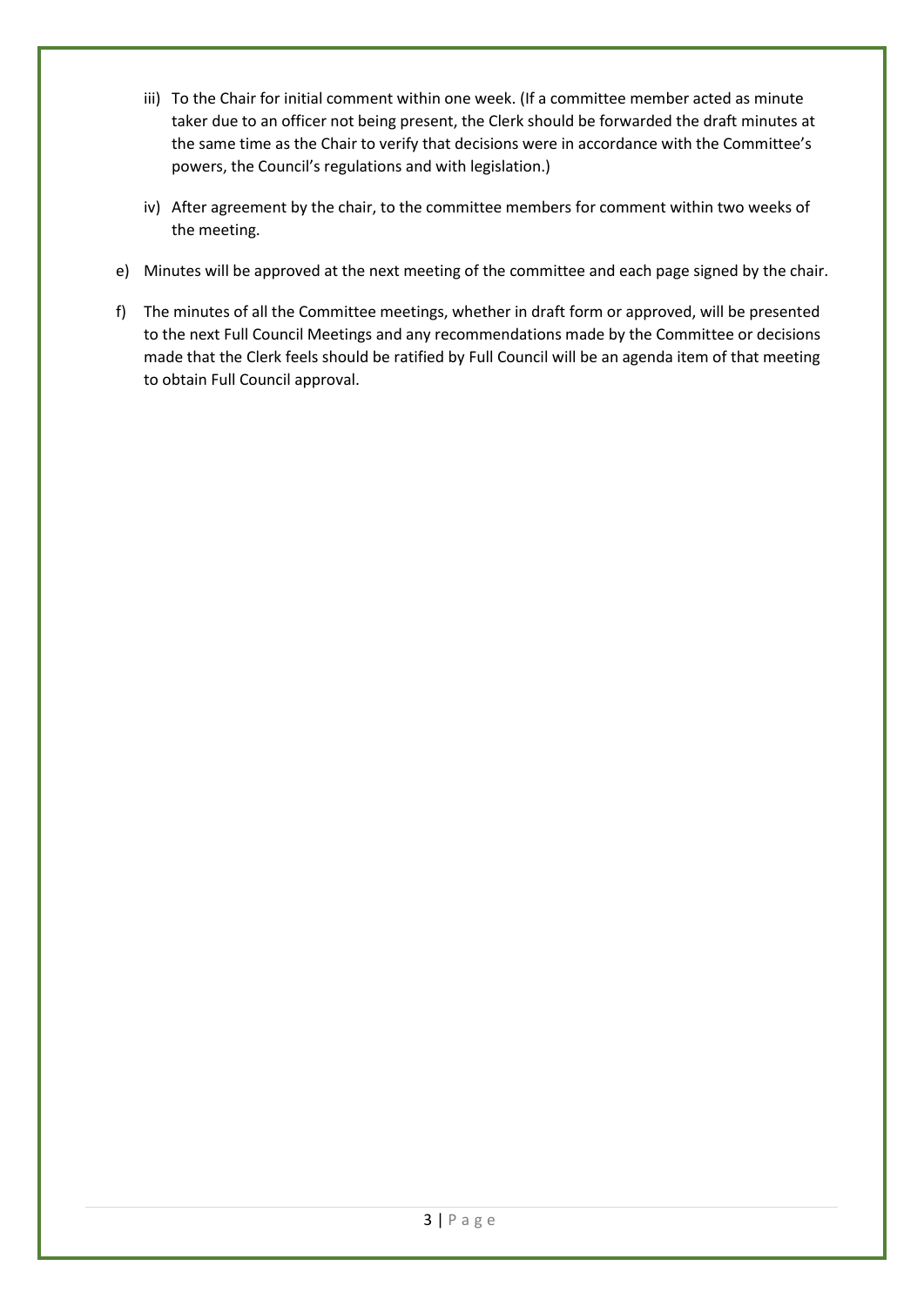iii) To the Chair for initial comment within one week. (If a committee member acted as minute taker due to an officer not being present, the Clerk should be forwarded the draft minutes at the same time as the Chair to verify that decisions were in accordance with the Committee's powers, the Council's regulations and with legislation.)

   iv) After agreement by the chair, to the committee members for comment within two weeks of the meeting.

e) Minutes will be approved at the next meeting of the committee and each page signed by the chair.

f) The minutes of all the Committee meetings, whether in draft form or approved, will be presented to the next Full Council Meetings and any recommendations made by the Committee or decisions made that the Clerk feels should be ratified by Full Council will be an agenda item of that meeting to obtain Full Council approval.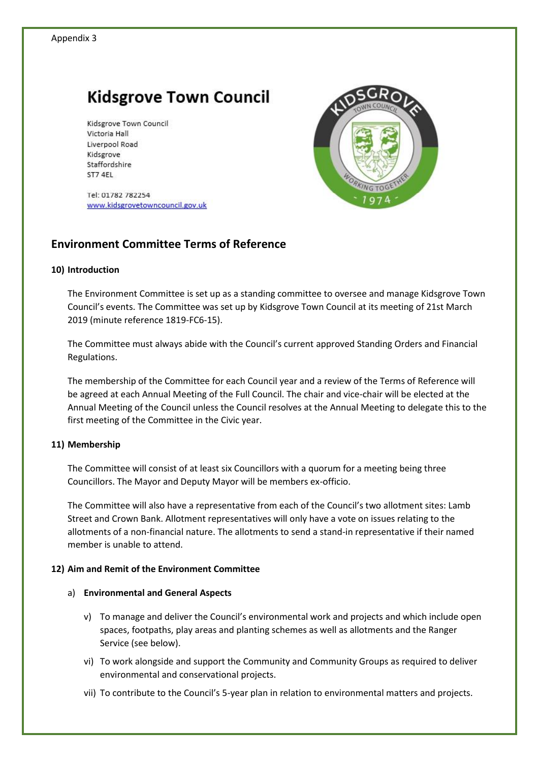Appendix 3

# Kidsgrove Town Council

Kidsgrove Town Council
Victoria Hall
Liverpool Road
Kidsgrove
Staffordshire
ST7 4EL

Tel: 01782 782254
www.kidsgrovetowncouncil.gov.uk

## Environment Committee Terms of Reference

### 10) Introduction

The Environment Committee is set up as a standing committee to oversee and manage Kidsgrove Town Council's events. The Committee was set up by Kidsgrove Town Council at its meeting of 21st March 2019 (minute reference 1819-FC6-15).

The Committee must always abide with the Council's current approved Standing Orders and Financial Regulations.

The membership of the Committee for each Council year and a review of the Terms of Reference will be agreed at each Annual Meeting of the Full Council. The chair and vice-chair will be elected at the Annual Meeting of the Council unless the Council resolves at the Annual Meeting to delegate this to the first meeting of the Committee in the Civic year.

### 11) Membership

The Committee will consist of at least six Councillors with a quorum for a meeting being three Councillors. The Mayor and Deputy Mayor will be members ex-officio.

The Committee will also have a representative from each of the Council's two allotment sites: Lamb Street and Crown Bank. Allotment representatives will only have a vote on issues relating to the allotments of a non-financial nature. The allotments to send a stand-in representative if their named member is unable to attend.

### 12) Aim and Remit of the Environment Committee

a) **Environmental and General Aspects**

v) To manage and deliver the Council's environmental work and projects and which include open spaces, footpaths, play areas and planting schemes as well as allotments and the Ranger Service (see below).

vi) To work alongside and support the Community and Community Groups as required to deliver environmental and conservational projects.

vii) To contribute to the Council's 5-year plan in relation to environmental matters and projects.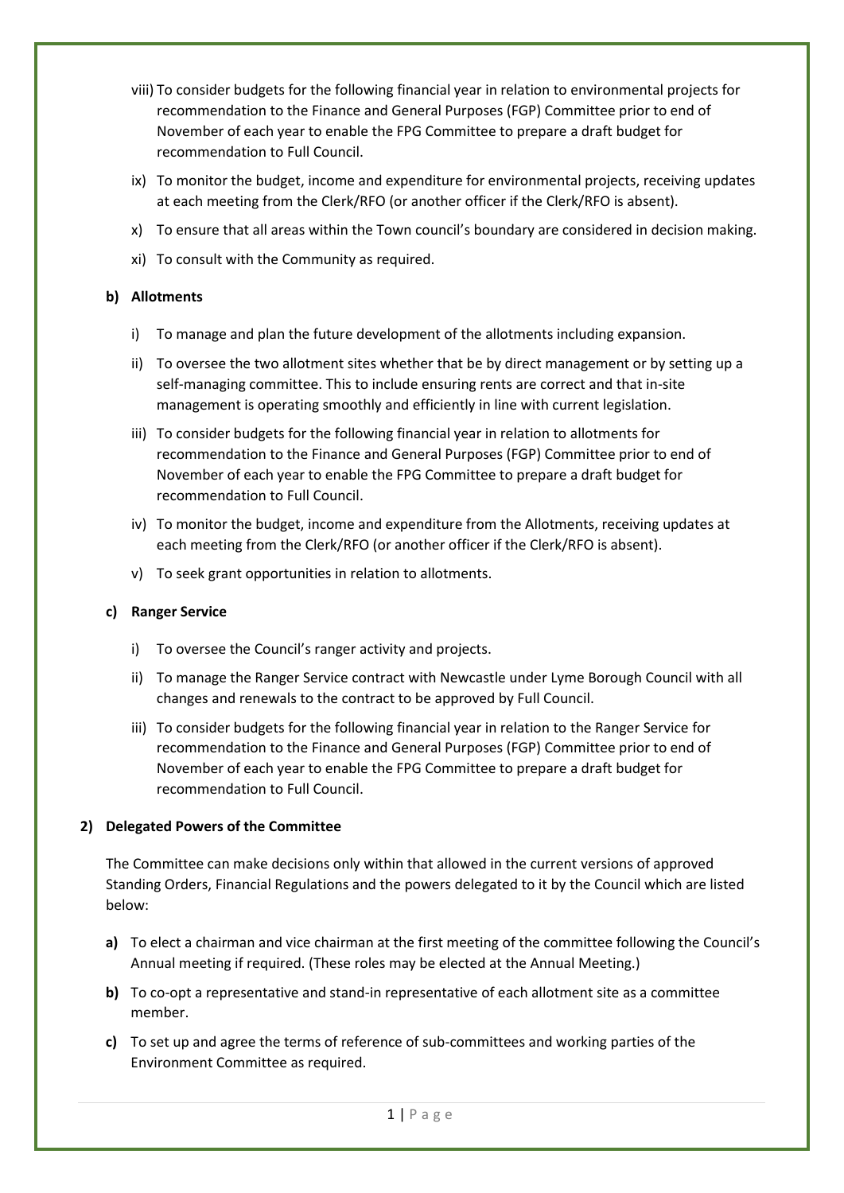viii) To consider budgets for the following financial year in relation to environmental projects for recommendation to the Finance and General Purposes (FGP) Committee prior to end of November of each year to enable the FPG Committee to prepare a draft budget for recommendation to Full Council.

ix) To monitor the budget, income and expenditure for environmental projects, receiving updates at each meeting from the Clerk/RFO (or another officer if the Clerk/RFO is absent).

x) To ensure that all areas within the Town council's boundary are considered in decision making.

xi) To consult with the Community as required.

**b) Allotments**

i) To manage and plan the future development of the allotments including expansion.

ii) To oversee the two allotment sites whether that be by direct management or by setting up a self-managing committee. This to include ensuring rents are correct and that in-site management is operating smoothly and efficiently in line with current legislation.

iii) To consider budgets for the following financial year in relation to allotments for recommendation to the Finance and General Purposes (FGP) Committee prior to end of November of each year to enable the FPG Committee to prepare a draft budget for recommendation to Full Council.

iv) To monitor the budget, income and expenditure from the Allotments, receiving updates at each meeting from the Clerk/RFO (or another officer if the Clerk/RFO is absent).

v) To seek grant opportunities in relation to allotments.

**c) Ranger Service**

i) To oversee the Council's ranger activity and projects.

ii) To manage the Ranger Service contract with Newcastle under Lyme Borough Council with all changes and renewals to the contract to be approved by Full Council.

iii) To consider budgets for the following financial year in relation to the Ranger Service for recommendation to the Finance and General Purposes (FGP) Committee prior to end of November of each year to enable the FPG Committee to prepare a draft budget for recommendation to Full Council.

**2) Delegated Powers of the Committee**

The Committee can make decisions only within that allowed in the current versions of approved Standing Orders, Financial Regulations and the powers delegated to it by the Council which are listed below:

**a)** To elect a chairman and vice chairman at the first meeting of the committee following the Council's Annual meeting if required. (These roles may be elected at the Annual Meeting.)

**b)** To co-opt a representative and stand-in representative of each allotment site as a committee member.

**c)** To set up and agree the terms of reference of sub-committees and working parties of the Environment Committee as required.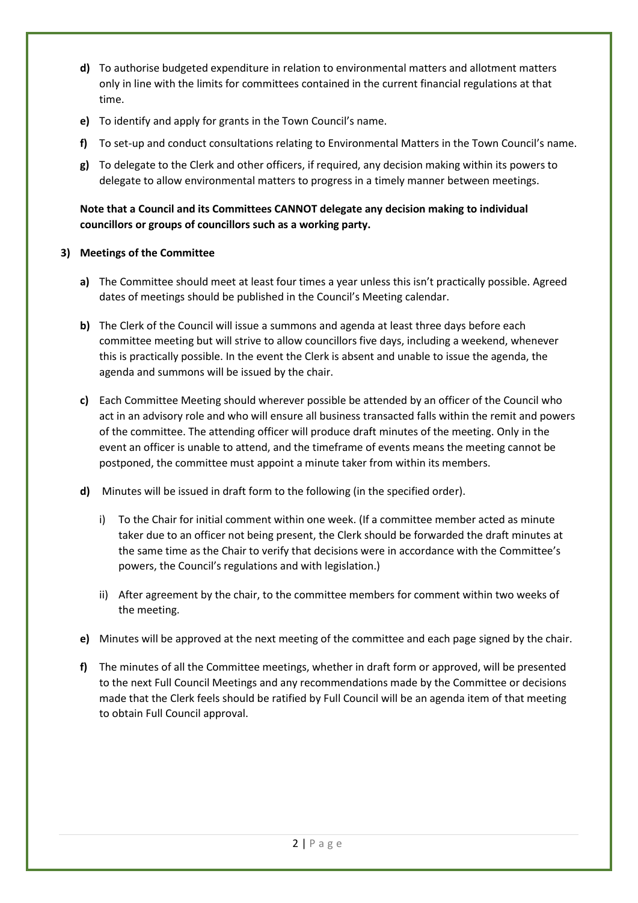- **d)** To authorise budgeted expenditure in relation to environmental matters and allotment matters only in line with the limits for committees contained in the current financial regulations at that time.
- **e)** To identify and apply for grants in the Town Council's name.
- **f)** To set-up and conduct consultations relating to Environmental Matters in the Town Council's name.
- **g)** To delegate to the Clerk and other officers, if required, any decision making within its powers to delegate to allow environmental matters to progress in a timely manner between meetings.

**Note that a Council and its Committees CANNOT delegate any decision making to individual councillors or groups of councillors such as a working party.**

**3) Meetings of the Committee**

- **a)** The Committee should meet at least four times a year unless this isn't practically possible. Agreed dates of meetings should be published in the Council's Meeting calendar.
- **b)** The Clerk of the Council will issue a summons and agenda at least three days before each committee meeting but will strive to allow councillors five days, including a weekend, whenever this is practically possible. In the event the Clerk is absent and unable to issue the agenda, the agenda and summons will be issued by the chair.
- **c)** Each Committee Meeting should wherever possible be attended by an officer of the Council who act in an advisory role and who will ensure all business transacted falls within the remit and powers of the committee. The attending officer will produce draft minutes of the meeting. Only in the event an officer is unable to attend, and the timeframe of events means the meeting cannot be postponed, the committee must appoint a minute taker from within its members.
- **d)** Minutes will be issued in draft form to the following (in the specified order).
  - i) To the Chair for initial comment within one week. (If a committee member acted as minute taker due to an officer not being present, the Clerk should be forwarded the draft minutes at the same time as the Chair to verify that decisions were in accordance with the Committee's powers, the Council's regulations and with legislation.)
  - ii) After agreement by the chair, to the committee members for comment within two weeks of the meeting.
- **e)** Minutes will be approved at the next meeting of the committee and each page signed by the chair.
- **f)** The minutes of all the Committee meetings, whether in draft form or approved, will be presented to the next Full Council Meetings and any recommendations made by the Committee or decisions made that the Clerk feels should be ratified by Full Council will be an agenda item of that meeting to obtain Full Council approval.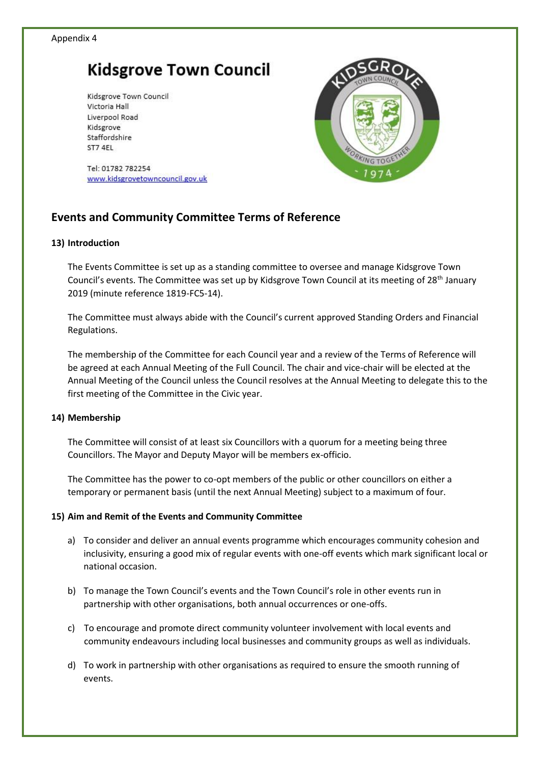Appendix 4

# Kidsgrove Town Council

Kidsgrove Town Council
Victoria Hall
Liverpool Road
Kidsgrove
Staffordshire
ST7 4EL

Tel: 01782 782254
www.kidsgrovetowncouncil.gov.uk

## Events and Community Committee Terms of Reference

**13) Introduction**

The Events Committee is set up as a standing committee to oversee and manage Kidsgrove Town Council's events. The Committee was set up by Kidsgrove Town Council at its meeting of 28th January 2019 (minute reference 1819-FC5-14).

The Committee must always abide with the Council's current approved Standing Orders and Financial Regulations.

The membership of the Committee for each Council year and a review of the Terms of Reference will be agreed at each Annual Meeting of the Full Council. The chair and vice-chair will be elected at the Annual Meeting of the Council unless the Council resolves at the Annual Meeting to delegate this to the first meeting of the Committee in the Civic year.

**14) Membership**

The Committee will consist of at least six Councillors with a quorum for a meeting being three Councillors. The Mayor and Deputy Mayor will be members ex-officio.

The Committee has the power to co-opt members of the public or other councillors on either a temporary or permanent basis (until the next Annual Meeting) subject to a maximum of four.

**15) Aim and Remit of the Events and Community Committee**

a) To consider and deliver an annual events programme which encourages community cohesion and inclusivity, ensuring a good mix of regular events with one-off events which mark significant local or national occasion.

b) To manage the Town Council's events and the Town Council's role in other events run in partnership with other organisations, both annual occurrences or one-offs.

c) To encourage and promote direct community volunteer involvement with local events and community endeavours including local businesses and community groups as well as individuals.

d) To work in partnership with other organisations as required to ensure the smooth running of events.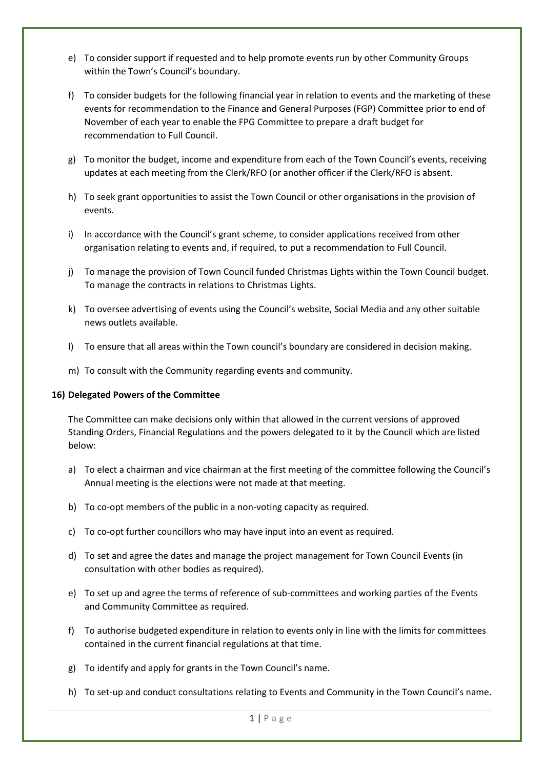e) To consider support if requested and to help promote events run by other Community Groups within the Town's Council's boundary.

f) To consider budgets for the following financial year in relation to events and the marketing of these events for recommendation to the Finance and General Purposes (FGP) Committee prior to end of November of each year to enable the FPG Committee to prepare a draft budget for recommendation to Full Council.

g) To monitor the budget, income and expenditure from each of the Town Council's events, receiving updates at each meeting from the Clerk/RFO (or another officer if the Clerk/RFO is absent.

h) To seek grant opportunities to assist the Town Council or other organisations in the provision of events.

i) In accordance with the Council's grant scheme, to consider applications received from other organisation relating to events and, if required, to put a recommendation to Full Council.

j) To manage the provision of Town Council funded Christmas Lights within the Town Council budget. To manage the contracts in relations to Christmas Lights.

k) To oversee advertising of events using the Council's website, Social Media and any other suitable news outlets available.

l) To ensure that all areas within the Town council's boundary are considered in decision making.

m) To consult with the Community regarding events and community.

**16) Delegated Powers of the Committee**

The Committee can make decisions only within that allowed in the current versions of approved Standing Orders, Financial Regulations and the powers delegated to it by the Council which are listed below:

a) To elect a chairman and vice chairman at the first meeting of the committee following the Council's Annual meeting is the elections were not made at that meeting.

b) To co-opt members of the public in a non-voting capacity as required.

c) To co-opt further councillors who may have input into an event as required.

d) To set and agree the dates and manage the project management for Town Council Events (in consultation with other bodies as required).

e) To set up and agree the terms of reference of sub-committees and working parties of the Events and Community Committee as required.

f) To authorise budgeted expenditure in relation to events only in line with the limits for committees contained in the current financial regulations at that time.

g) To identify and apply for grants in the Town Council's name.

h) To set-up and conduct consultations relating to Events and Community in the Town Council's name.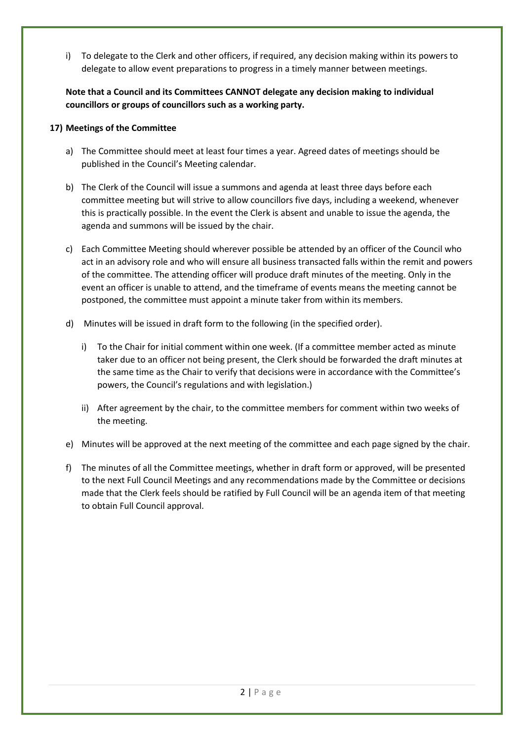i) To delegate to the Clerk and other officers, if required, any decision making within its powers to delegate to allow event preparations to progress in a timely manner between meetings.

**Note that a Council and its Committees CANNOT delegate any decision making to individual councillors or groups of councillors such as a working party.**

**17) Meetings of the Committee**

a) The Committee should meet at least four times a year. Agreed dates of meetings should be published in the Council's Meeting calendar.

b) The Clerk of the Council will issue a summons and agenda at least three days before each committee meeting but will strive to allow councillors five days, including a weekend, whenever this is practically possible. In the event the Clerk is absent and unable to issue the agenda, the agenda and summons will be issued by the chair.

c) Each Committee Meeting should wherever possible be attended by an officer of the Council who act in an advisory role and who will ensure all business transacted falls within the remit and powers of the committee. The attending officer will produce draft minutes of the meeting. Only in the event an officer is unable to attend, and the timeframe of events means the meeting cannot be postponed, the committee must appoint a minute taker from within its members.

d) Minutes will be issued in draft form to the following (in the specified order).

   i) To the Chair for initial comment within one week. (If a committee member acted as minute taker due to an officer not being present, the Clerk should be forwarded the draft minutes at the same time as the Chair to verify that decisions were in accordance with the Committee's powers, the Council's regulations and with legislation.)

   ii) After agreement by the chair, to the committee members for comment within two weeks of the meeting.

e) Minutes will be approved at the next meeting of the committee and each page signed by the chair.

f) The minutes of all the Committee meetings, whether in draft form or approved, will be presented to the next Full Council Meetings and any recommendations made by the Committee or decisions made that the Clerk feels should be ratified by Full Council will be an agenda item of that meeting to obtain Full Council approval.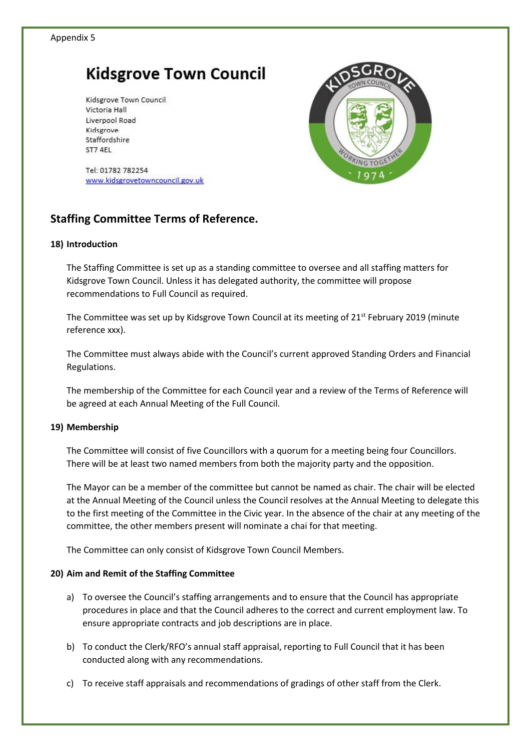Appendix 5

# Kidsgrove Town Council

Kidsgrove Town Council
Victoria Hall
Liverpool Road
Kidsgrove
Staffordshire
ST7 4EL

Tel: 01782 782254
www.kidsgrovetowncouncil.gov.uk

## Staffing Committee Terms of Reference.

**18) Introduction**

The Staffing Committee is set up as a standing committee to oversee and all staffing matters for Kidsgrove Town Council. Unless it has delegated authority, the committee will propose recommendations to Full Council as required.

The Committee was set up by Kidsgrove Town Council at its meeting of 21st February 2019 (minute reference xxx).

The Committee must always abide with the Council's current approved Standing Orders and Financial Regulations.

The membership of the Committee for each Council year and a review of the Terms of Reference will be agreed at each Annual Meeting of the Full Council.

**19) Membership**

The Committee will consist of five Councillors with a quorum for a meeting being four Councillors. There will be at least two named members from both the majority party and the opposition.

The Mayor can be a member of the committee but cannot be named as chair. The chair will be elected at the Annual Meeting of the Council unless the Council resolves at the Annual Meeting to delegate this to the first meeting of the Committee in the Civic year. In the absence of the chair at any meeting of the committee, the other members present will nominate a chai for that meeting.

The Committee can only consist of Kidsgrove Town Council Members.

**20) Aim and Remit of the Staffing Committee**

a) To oversee the Council's staffing arrangements and to ensure that the Council has appropriate procedures in place and that the Council adheres to the correct and current employment law. To ensure appropriate contracts and job descriptions are in place.

b) To conduct the Clerk/RFO's annual staff appraisal, reporting to Full Council that it has been conducted along with any recommendations.

c) To receive staff appraisals and recommendations of gradings of other staff from the Clerk.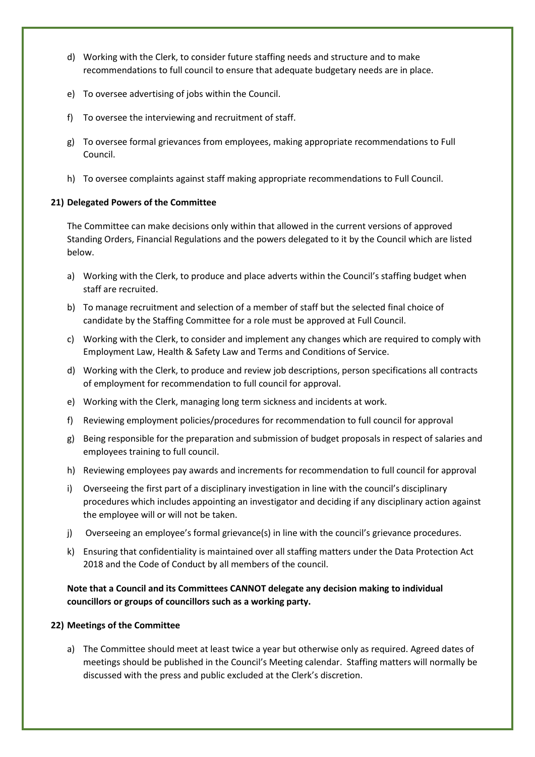d) Working with the Clerk, to consider future staffing needs and structure and to make recommendations to full council to ensure that adequate budgetary needs are in place.

e) To oversee advertising of jobs within the Council.

f) To oversee the interviewing and recruitment of staff.

g) To oversee formal grievances from employees, making appropriate recommendations to Full Council.

h) To oversee complaints against staff making appropriate recommendations to Full Council.

**21) Delegated Powers of the Committee**

The Committee can make decisions only within that allowed in the current versions of approved Standing Orders, Financial Regulations and the powers delegated to it by the Council which are listed below.

a) Working with the Clerk, to produce and place adverts within the Council's staffing budget when staff are recruited.

b) To manage recruitment and selection of a member of staff but the selected final choice of candidate by the Staffing Committee for a role must be approved at Full Council.

c) Working with the Clerk, to consider and implement any changes which are required to comply with Employment Law, Health & Safety Law and Terms and Conditions of Service.

d) Working with the Clerk, to produce and review job descriptions, person specifications all contracts of employment for recommendation to full council for approval.

e) Working with the Clerk, managing long term sickness and incidents at work.

f) Reviewing employment policies/procedures for recommendation to full council for approval

g) Being responsible for the preparation and submission of budget proposals in respect of salaries and employees training to full council.

h) Reviewing employees pay awards and increments for recommendation to full council for approval

i) Overseeing the first part of a disciplinary investigation in line with the council's disciplinary procedures which includes appointing an investigator and deciding if any disciplinary action against the employee will or will not be taken.

j) Overseeing an employee's formal grievance(s) in line with the council's grievance procedures.

k) Ensuring that confidentiality is maintained over all staffing matters under the Data Protection Act 2018 and the Code of Conduct by all members of the council.

**Note that a Council and its Committees CANNOT delegate any decision making to individual councillors or groups of councillors such as a working party.**

**22) Meetings of the Committee**

a) The Committee should meet at least twice a year but otherwise only as required. Agreed dates of meetings should be published in the Council's Meeting calendar. Staffing matters will normally be discussed with the press and public excluded at the Clerk's discretion.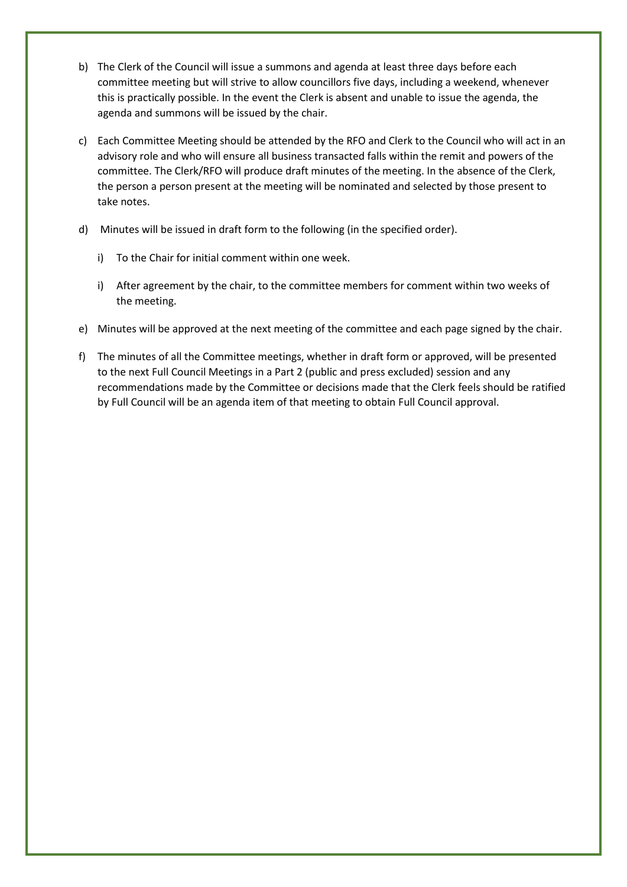b) The Clerk of the Council will issue a summons and agenda at least three days before each committee meeting but will strive to allow councillors five days, including a weekend, whenever this is practically possible. In the event the Clerk is absent and unable to issue the agenda, the agenda and summons will be issued by the chair.

c) Each Committee Meeting should be attended by the RFO and Clerk to the Council who will act in an advisory role and who will ensure all business transacted falls within the remit and powers of the committee. The Clerk/RFO will produce draft minutes of the meeting. In the absence of the Clerk, the person a person present at the meeting will be nominated and selected by those present to take notes.

d) Minutes will be issued in draft form to the following (in the specified order).

   i) To the Chair for initial comment within one week.

   i) After agreement by the chair, to the committee members for comment within two weeks of the meeting.

e) Minutes will be approved at the next meeting of the committee and each page signed by the chair.

f) The minutes of all the Committee meetings, whether in draft form or approved, will be presented to the next Full Council Meetings in a Part 2 (public and press excluded) session and any recommendations made by the Committee or decisions made that the Clerk feels should be ratified by Full Council will be an agenda item of that meeting to obtain Full Council approval.